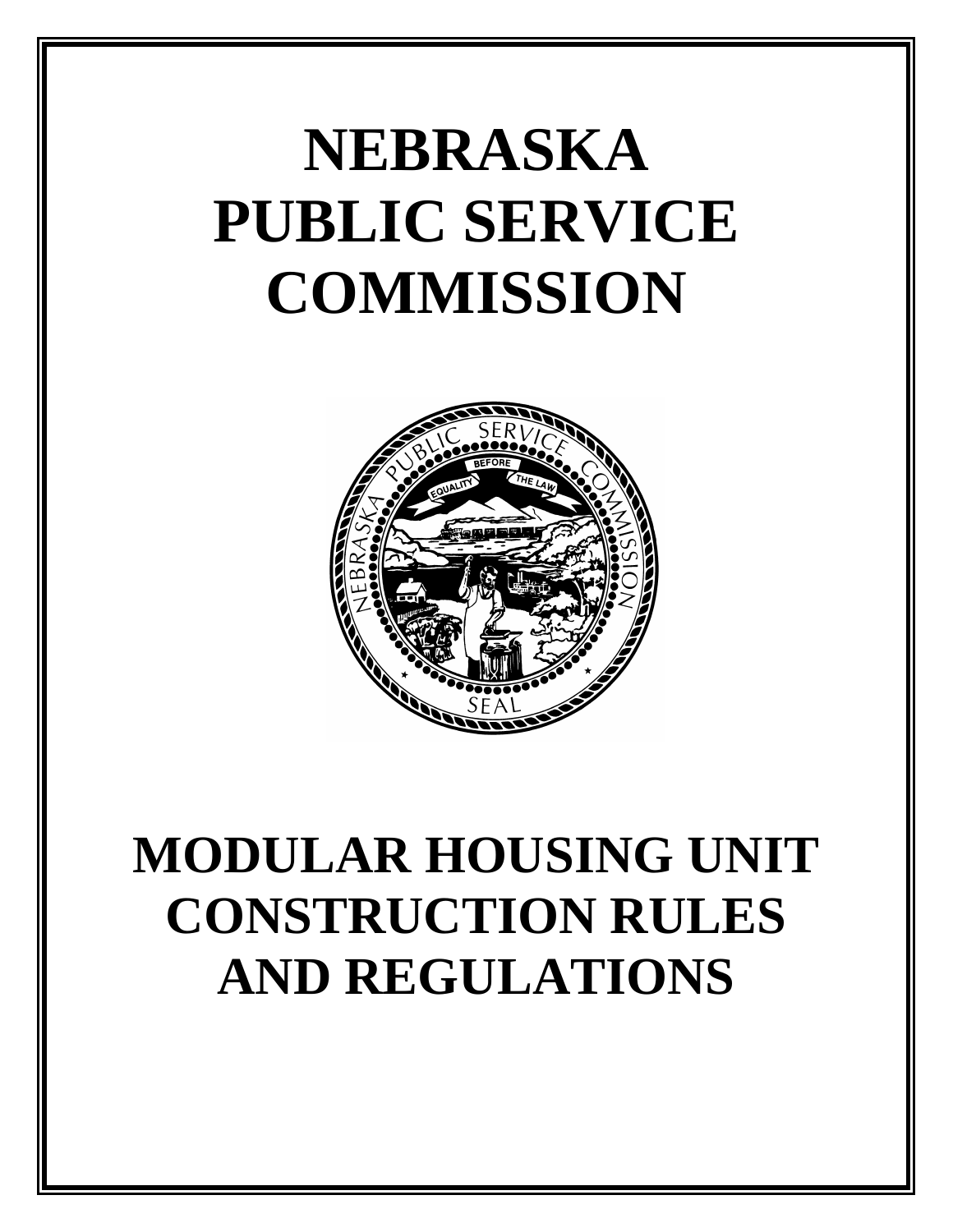# NEBRASKA PUBLIC SERVICE COMMISSION

# MODULAR HOUSING UNIT CONSTRUCTION RULES AND REGULATIONS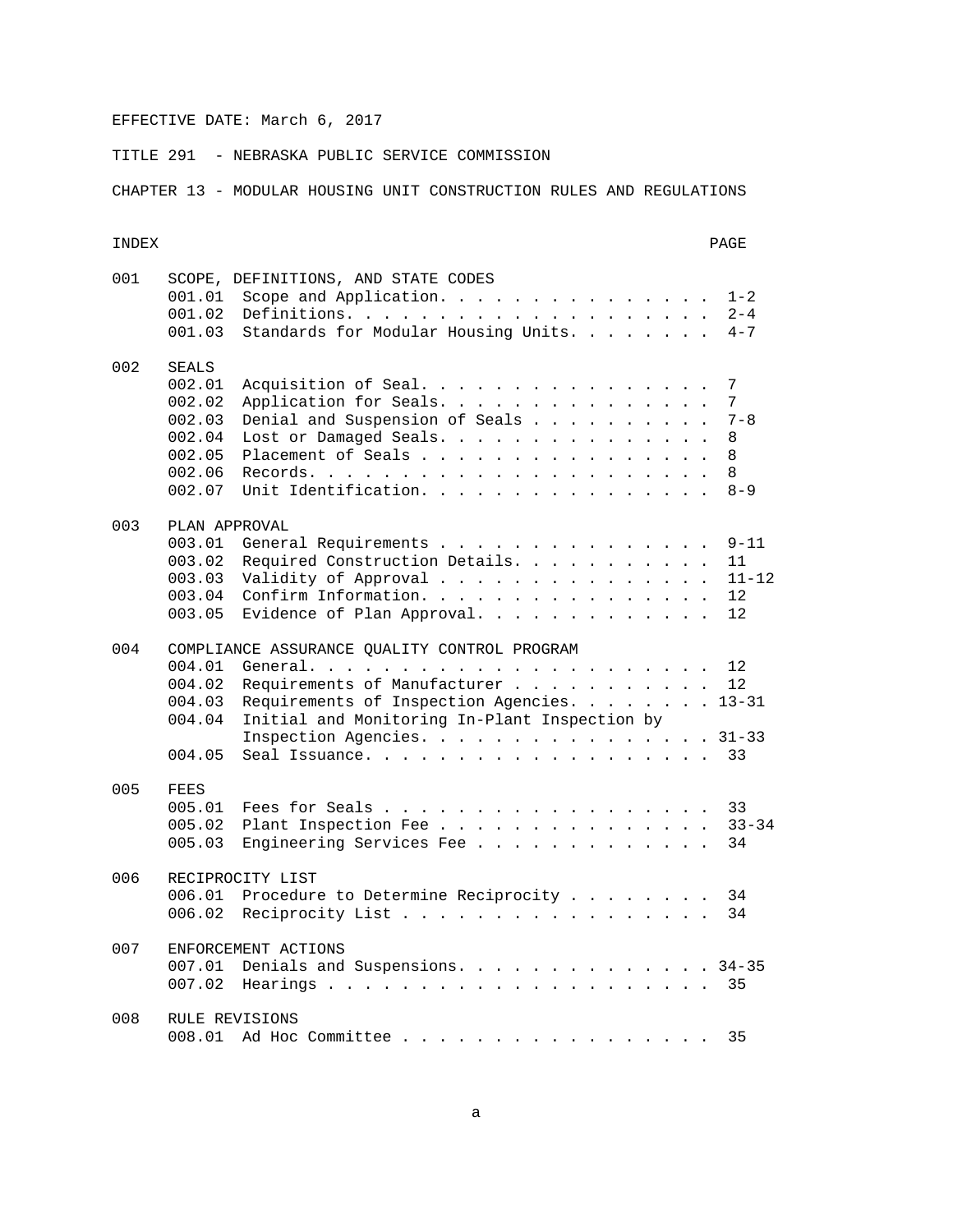EFFECTIVE DATE: March 6, 2017

TITLE 291 - NEBRASKA PUBLIC SERVICE COMMISSION

CHAPTER 13 - MODULAR HOUSING UNIT CONSTRUCTION RULES AND REGULATIONS

| INDEX | | | PAGE |
|---|---|---|---|
| 001 | SCOPE, DEFINITIONS, AND STATE CODES | | |
| | 001.01 | Scope and Application | 1-2 |
| | 001.02 | Definitions | 2-4 |
| | 001.03 | Standards for Modular Housing Units | 4-7 |
| 002 | SEALS | | |
| | 002.01 | Acquisition of Seal | 7 |
| | 002.02 | Application for Seals | 7 |
| | 002.03 | Denial and Suspension of Seals | 7-8 |
| | 002.04 | Lost or Damaged Seals | 8 |
| | 002.05 | Placement of Seals | 8 |
| | 002.06 | Records | 8 |
| | 002.07 | Unit Identification | 8-9 |
| 003 | PLAN APPROVAL | | |
| | 003.01 | General Requirements | 9-11 |
| | 003.02 | Required Construction Details | 11 |
| | 003.03 | Validity of Approval | 11-12 |
| | 003.04 | Confirm Information | 12 |
| | 003.05 | Evidence of Plan Approval | 12 |
| 004 | COMPLIANCE ASSURANCE QUALITY CONTROL PROGRAM | | |
| | 004.01 | General | 12 |
| | 004.02 | Requirements of Manufacturer | 12 |
| | 004.03 | Requirements of Inspection Agencies | 13-31 |
| | 004.04 | Initial and Monitoring In-Plant Inspection by Inspection Agencies | 31-33 |
| | 004.05 | Seal Issuance | 33 |
| 005 | FEES | | |
| | 005.01 | Fees for Seals | 33 |
| | 005.02 | Plant Inspection Fee | 33-34 |
| | 005.03 | Engineering Services Fee | 34 |
| 006 | RECIPROCITY LIST | | |
| | 006.01 | Procedure to Determine Reciprocity | 34 |
| | 006.02 | Reciprocity List | 34 |
| 007 | ENFORCEMENT ACTIONS | | |
| | 007.01 | Denials and Suspensions | 34-35 |
| | 007.02 | Hearings | 35 |
| 008 | RULE REVISIONS | | |
| | 008.01 | Ad Hoc Committee | 35 |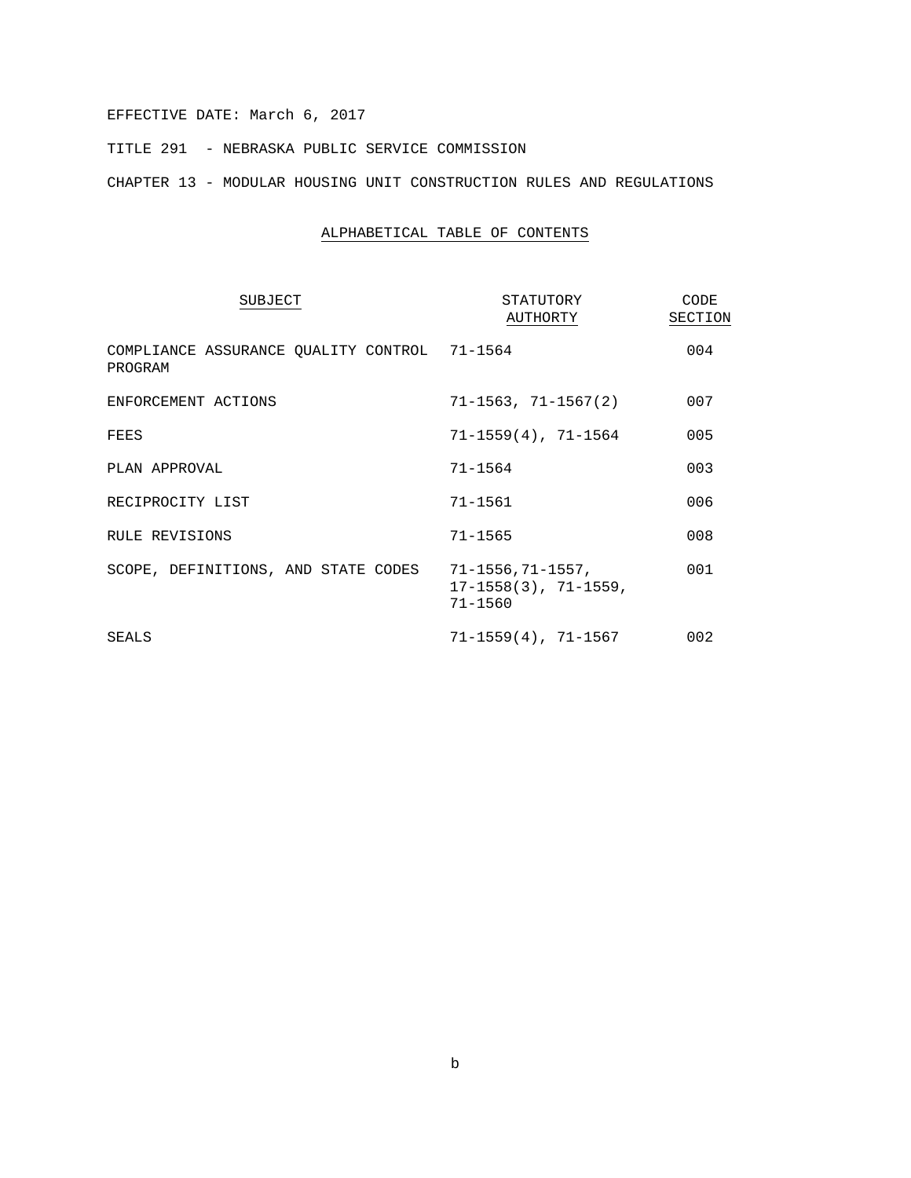EFFECTIVE DATE: March 6, 2017

TITLE 291 - NEBRASKA PUBLIC SERVICE COMMISSION

CHAPTER 13 - MODULAR HOUSING UNIT CONSTRUCTION RULES AND REGULATIONS

## ALPHABETICAL TABLE OF CONTENTS

| SUBJECT | STATUTORY AUTHORTY | CODE SECTION |
|---|---|---|
| COMPLIANCE ASSURANCE QUALITY CONTROL PROGRAM | 71-1564 | 004 |
| ENFORCEMENT ACTIONS | 71-1563, 71-1567(2) | 007 |
| FEES | 71-1559(4), 71-1564 | 005 |
| PLAN APPROVAL | 71-1564 | 003 |
| RECIPROCITY LIST | 71-1561 | 006 |
| RULE REVISIONS | 71-1565 | 008 |
| SCOPE, DEFINITIONS, AND STATE CODES | 71-1556,71-1557, 17-1558(3), 71-1559, 71-1560 | 001 |
| SEALS | 71-1559(4), 71-1567 | 002 |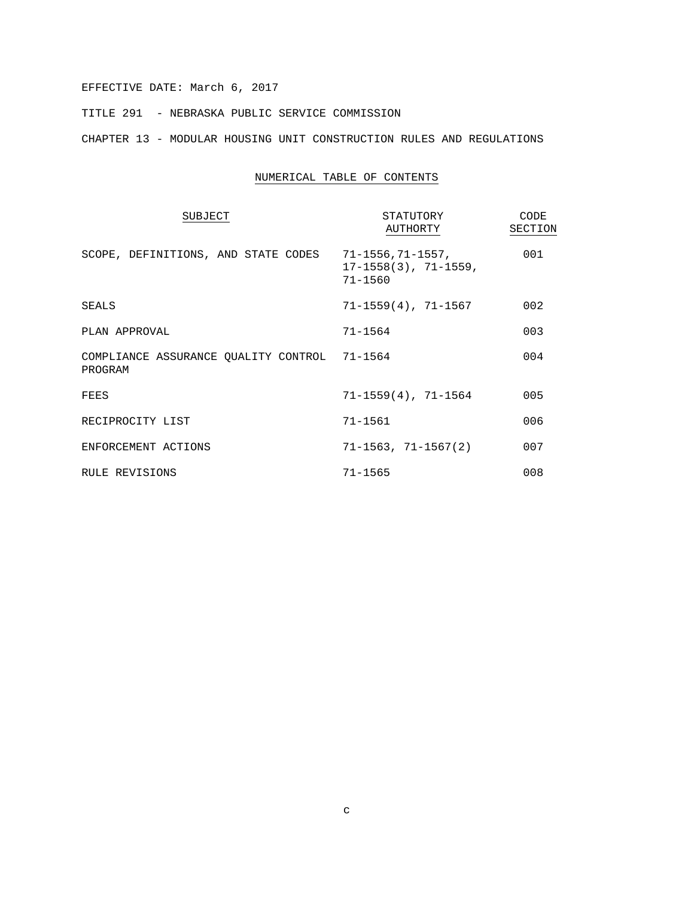EFFECTIVE DATE: March 6, 2017

TITLE 291 - NEBRASKA PUBLIC SERVICE COMMISSION

CHAPTER 13 - MODULAR HOUSING UNIT CONSTRUCTION RULES AND REGULATIONS

## NUMERICAL TABLE OF CONTENTS

| SUBJECT | STATUTORY AUTHORTY | CODE SECTION |
|---|---|---|
| SCOPE, DEFINITIONS, AND STATE CODES | 71-1556,71-1557, 17-1558(3), 71-1559, 71-1560 | 001 |
| SEALS | 71-1559(4), 71-1567 | 002 |
| PLAN APPROVAL | 71-1564 | 003 |
| COMPLIANCE ASSURANCE QUALITY CONTROL PROGRAM | 71-1564 | 004 |
| FEES | 71-1559(4), 71-1564 | 005 |
| RECIPROCITY LIST | 71-1561 | 006 |
| ENFORCEMENT ACTIONS | 71-1563, 71-1567(2) | 007 |
| RULE REVISIONS | 71-1565 | 008 |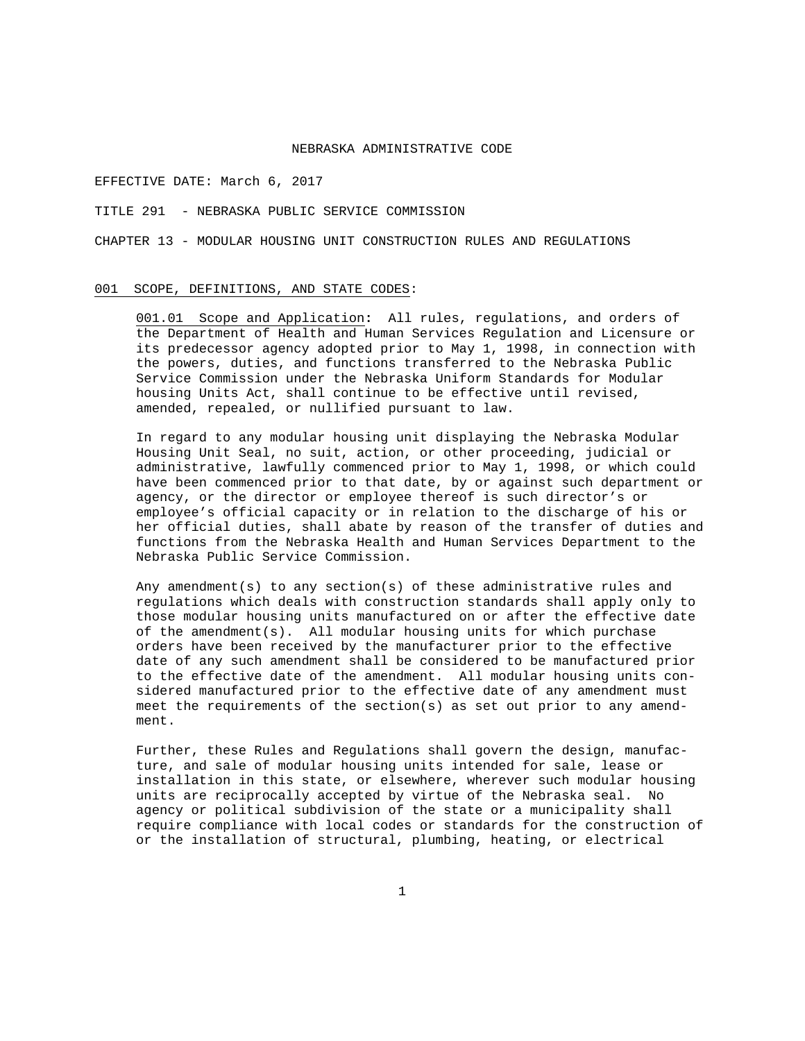NEBRASKA ADMINISTRATIVE CODE

EFFECTIVE DATE: March 6, 2017

TITLE 291 - NEBRASKA PUBLIC SERVICE COMMISSION

CHAPTER 13 - MODULAR HOUSING UNIT CONSTRUCTION RULES AND REGULATIONS

## 001 SCOPE, DEFINITIONS, AND STATE CODES:

001.01 Scope and Application: All rules, regulations, and orders of the Department of Health and Human Services Regulation and Licensure or its predecessor agency adopted prior to May 1, 1998, in connection with the powers, duties, and functions transferred to the Nebraska Public Service Commission under the Nebraska Uniform Standards for Modular housing Units Act, shall continue to be effective until revised, amended, repealed, or nullified pursuant to law.

In regard to any modular housing unit displaying the Nebraska Modular Housing Unit Seal, no suit, action, or other proceeding, judicial or administrative, lawfully commenced prior to May 1, 1998, or which could have been commenced prior to that date, by or against such department or agency, or the director or employee thereof is such director's or employee's official capacity or in relation to the discharge of his or her official duties, shall abate by reason of the transfer of duties and functions from the Nebraska Health and Human Services Department to the Nebraska Public Service Commission.

Any amendment(s) to any section(s) of these administrative rules and regulations which deals with construction standards shall apply only to those modular housing units manufactured on or after the effective date of the amendment(s). All modular housing units for which purchase orders have been received by the manufacturer prior to the effective date of any such amendment shall be considered to be manufactured prior to the effective date of the amendment. All modular housing units considered manufactured prior to the effective date of any amendment must meet the requirements of the section(s) as set out prior to any amendment.

Further, these Rules and Regulations shall govern the design, manufacture, and sale of modular housing units intended for sale, lease or installation in this state, or elsewhere, wherever such modular housing units are reciprocally accepted by virtue of the Nebraska seal. No agency or political subdivision of the state or a municipality shall require compliance with local codes or standards for the construction of or the installation of structural, plumbing, heating, or electrical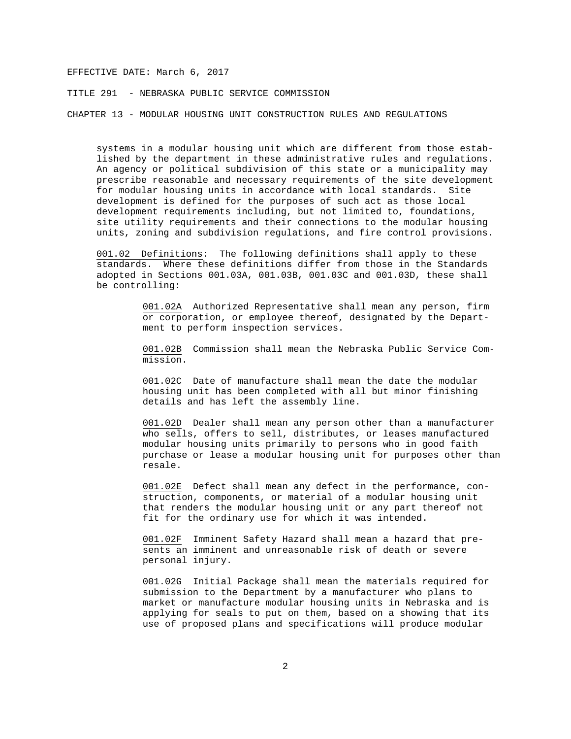systems in a modular housing unit which are different from those established by the department in these administrative rules and regulations. An agency or political subdivision of this state or a municipality may prescribe reasonable and necessary requirements of the site development for modular housing units in accordance with local standards. Site development is defined for the purposes of such act as those local development requirements including, but not limited to, foundations, site utility requirements and their connections to the modular housing units, zoning and subdivision regulations, and fire control provisions.

001.02 Definitions: The following definitions shall apply to these standards. Where these definitions differ from those in the Standards adopted in Sections 001.03A, 001.03B, 001.03C and 001.03D, these shall be controlling:

001.02A Authorized Representative shall mean any person, firm or corporation, or employee thereof, designated by the Department to perform inspection services.

001.02B Commission shall mean the Nebraska Public Service Commission.

001.02C Date of manufacture shall mean the date the modular housing unit has been completed with all but minor finishing details and has left the assembly line.

001.02D Dealer shall mean any person other than a manufacturer who sells, offers to sell, distributes, or leases manufactured modular housing units primarily to persons who in good faith purchase or lease a modular housing unit for purposes other than resale.

001.02E Defect shall mean any defect in the performance, construction, components, or material of a modular housing unit that renders the modular housing unit or any part thereof not fit for the ordinary use for which it was intended.

001.02F Imminent Safety Hazard shall mean a hazard that presents an imminent and unreasonable risk of death or severe personal injury.

001.02G Initial Package shall mean the materials required for submission to the Department by a manufacturer who plans to market or manufacture modular housing units in Nebraska and is applying for seals to put on them, based on a showing that its use of proposed plans and specifications will produce modular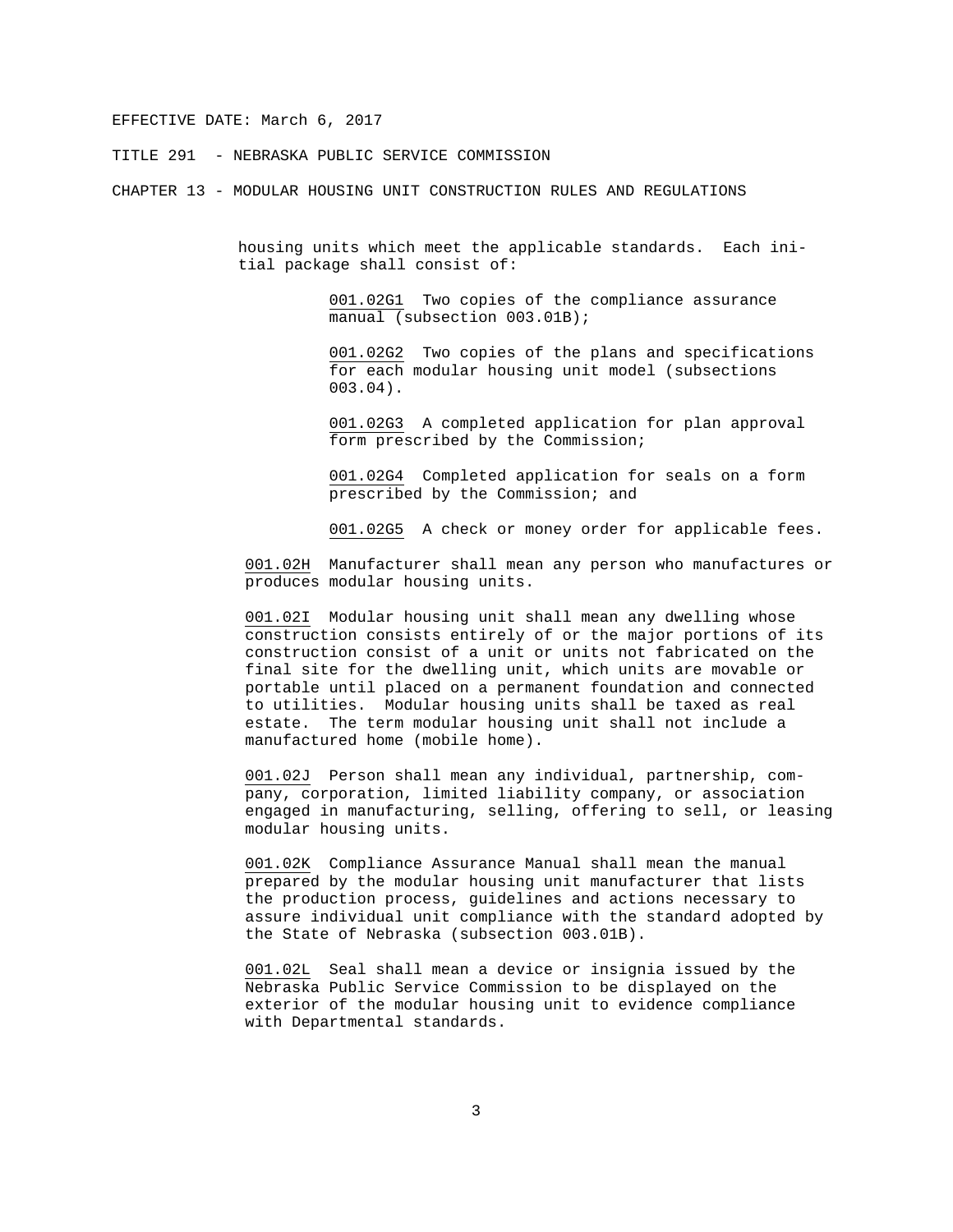housing units which meet the applicable standards. Each initial package shall consist of:

<u>001.02G1</u> Two copies of the compliance assurance manual (subsection 003.01B);

<u>001.02G2</u> Two copies of the plans and specifications for each modular housing unit model (subsections 003.04).

<u>001.02G3</u> A completed application for plan approval form prescribed by the Commission;

<u>001.02G4</u> Completed application for seals on a form prescribed by the Commission; and

<u>001.02G5</u> A check or money order for applicable fees.

<u>001.02H</u> Manufacturer shall mean any person who manufactures or produces modular housing units.

<u>001.02I</u> Modular housing unit shall mean any dwelling whose construction consists entirely of or the major portions of its construction consist of a unit or units not fabricated on the final site for the dwelling unit, which units are movable or portable until placed on a permanent foundation and connected to utilities. Modular housing units shall be taxed as real estate. The term modular housing unit shall not include a manufactured home (mobile home).

<u>001.02J</u> Person shall mean any individual, partnership, company, corporation, limited liability company, or association engaged in manufacturing, selling, offering to sell, or leasing modular housing units.

<u>001.02K</u> Compliance Assurance Manual shall mean the manual prepared by the modular housing unit manufacturer that lists the production process, guidelines and actions necessary to assure individual unit compliance with the standard adopted by the State of Nebraska (subsection 003.01B).

<u>001.02L</u> Seal shall mean a device or insignia issued by the Nebraska Public Service Commission to be displayed on the exterior of the modular housing unit to evidence compliance with Departmental standards.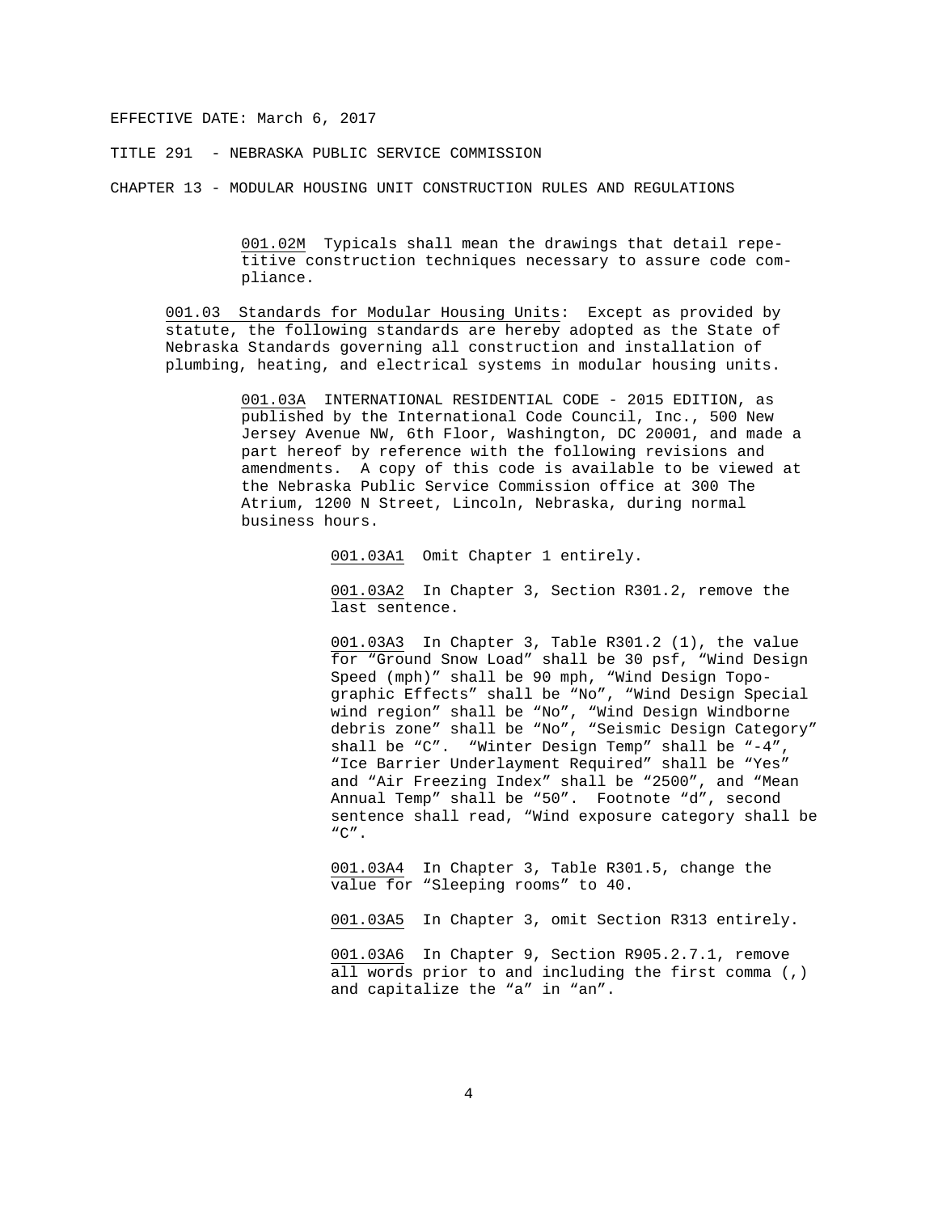001.02M Typicals shall mean the drawings that detail repetitive construction techniques necessary to assure code compliance.

001.03 Standards for Modular Housing Units: Except as provided by statute, the following standards are hereby adopted as the State of Nebraska Standards governing all construction and installation of plumbing, heating, and electrical systems in modular housing units.

001.03A INTERNATIONAL RESIDENTIAL CODE - 2015 EDITION, as published by the International Code Council, Inc., 500 New Jersey Avenue NW, 6th Floor, Washington, DC 20001, and made a part hereof by reference with the following revisions and amendments. A copy of this code is available to be viewed at the Nebraska Public Service Commission office at 300 The Atrium, 1200 N Street, Lincoln, Nebraska, during normal business hours.

001.03A1 Omit Chapter 1 entirely.

001.03A2 In Chapter 3, Section R301.2, remove the last sentence.

001.03A3 In Chapter 3, Table R301.2 (1), the value for “Ground Snow Load” shall be 30 psf, “Wind Design Speed (mph)” shall be 90 mph, “Wind Design Topographic Effects” shall be “No”, “Wind Design Special wind region” shall be “No”, “Wind Design Windborne debris zone” shall be “No”, “Seismic Design Category” shall be “C”. “Winter Design Temp” shall be “-4”, “Ice Barrier Underlayment Required” shall be “Yes” and “Air Freezing Index” shall be “2500”, and “Mean Annual Temp” shall be “50”. Footnote “d”, second sentence shall read, “Wind exposure category shall be “C”.

001.03A4 In Chapter 3, Table R301.5, change the value for “Sleeping rooms” to 40.

001.03A5 In Chapter 3, omit Section R313 entirely.

001.03A6 In Chapter 9, Section R905.2.7.1, remove all words prior to and including the first comma (,) and capitalize the “a” in “an”.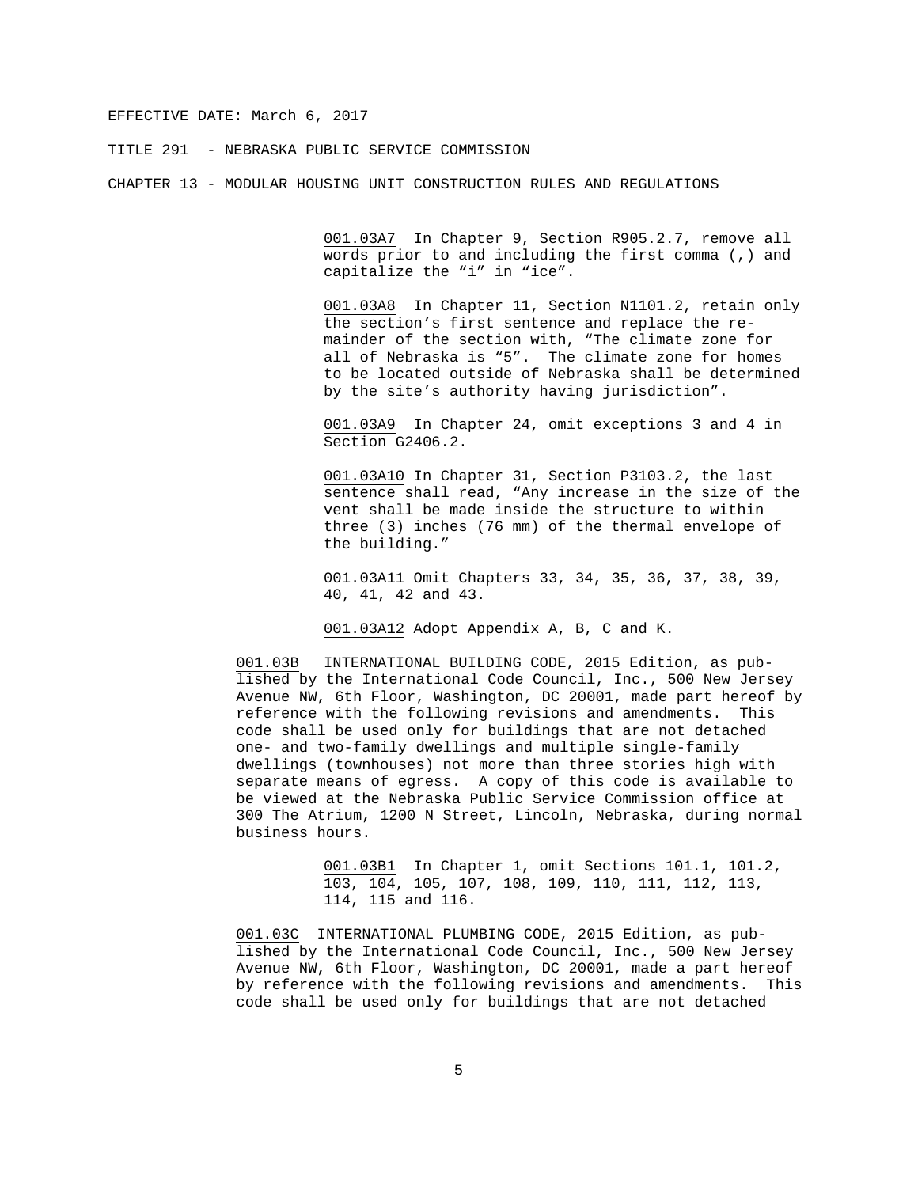001.03A7 In Chapter 9, Section R905.2.7, remove all words prior to and including the first comma (,) and capitalize the “i” in “ice”.

001.03A8 In Chapter 11, Section N1101.2, retain only the section’s first sentence and replace the remainder of the section with, “The climate zone for all of Nebraska is “5”. The climate zone for homes to be located outside of Nebraska shall be determined by the site’s authority having jurisdiction”.

001.03A9 In Chapter 24, omit exceptions 3 and 4 in Section G2406.2.

001.03A10 In Chapter 31, Section P3103.2, the last sentence shall read, “Any increase in the size of the vent shall be made inside the structure to within three (3) inches (76 mm) of the thermal envelope of the building.”

001.03A11 Omit Chapters 33, 34, 35, 36, 37, 38, 39, 40, 41, 42 and 43.

001.03A12 Adopt Appendix A, B, C and K.

001.03B INTERNATIONAL BUILDING CODE, 2015 Edition, as published by the International Code Council, Inc., 500 New Jersey Avenue NW, 6th Floor, Washington, DC 20001, made part hereof by reference with the following revisions and amendments. This code shall be used only for buildings that are not detached one- and two-family dwellings and multiple single-family dwellings (townhouses) not more than three stories high with separate means of egress. A copy of this code is available to be viewed at the Nebraska Public Service Commission office at 300 The Atrium, 1200 N Street, Lincoln, Nebraska, during normal business hours.

001.03B1 In Chapter 1, omit Sections 101.1, 101.2, 103, 104, 105, 107, 108, 109, 110, 111, 112, 113, 114, 115 and 116.

001.03C INTERNATIONAL PLUMBING CODE, 2015 Edition, as published by the International Code Council, Inc., 500 New Jersey Avenue NW, 6th Floor, Washington, DC 20001, made a part hereof by reference with the following revisions and amendments. This code shall be used only for buildings that are not detached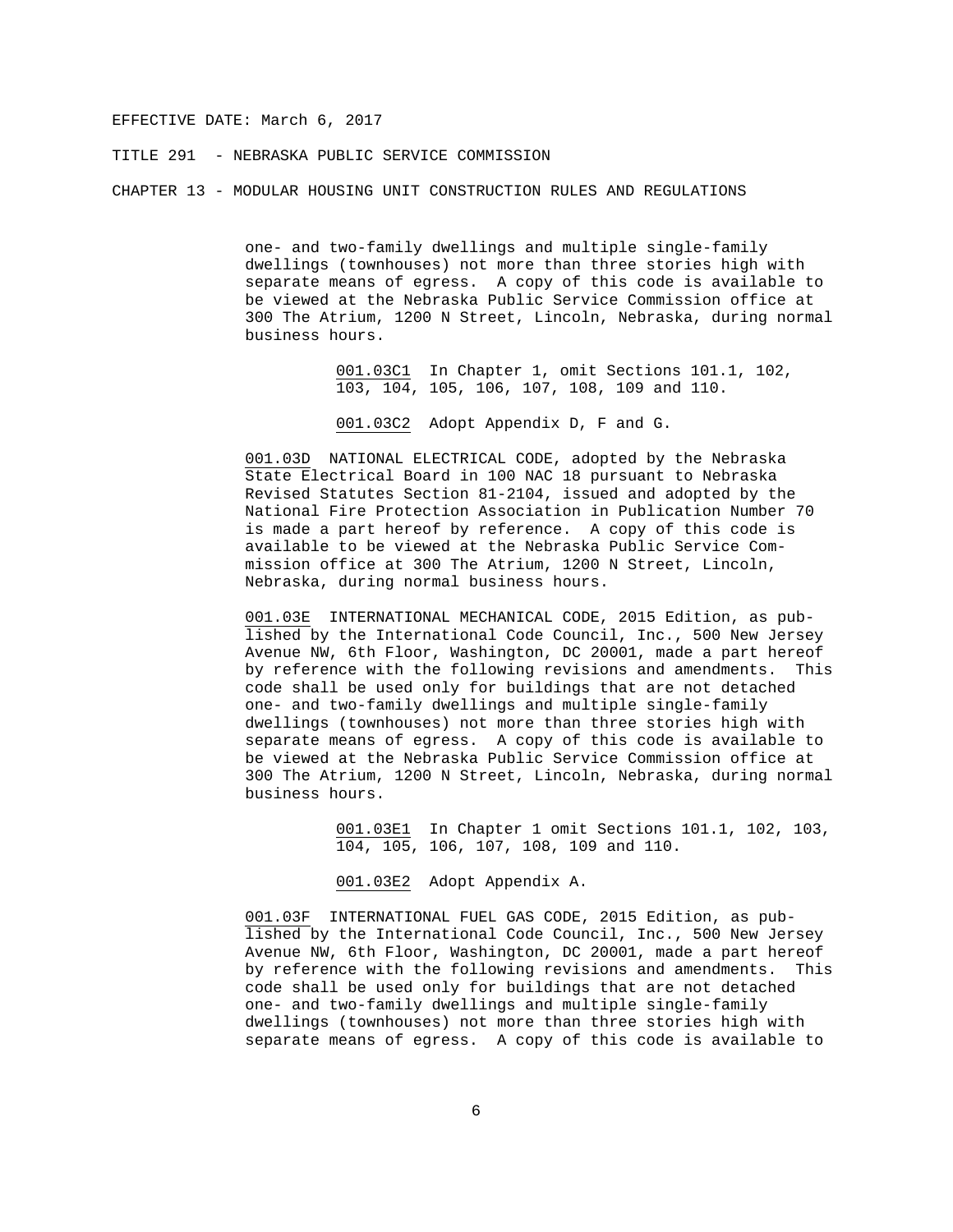one- and two-family dwellings and multiple single-family dwellings (townhouses) not more than three stories high with separate means of egress. A copy of this code is available to be viewed at the Nebraska Public Service Commission office at 300 The Atrium, 1200 N Street, Lincoln, Nebraska, during normal business hours.

<u>001.03C1</u> In Chapter 1, omit Sections 101.1, 102, 103, 104, 105, 106, 107, 108, 109 and 110.

<u>001.03C2</u> Adopt Appendix D, F and G.

<u>001.03D</u> NATIONAL ELECTRICAL CODE, adopted by the Nebraska State Electrical Board in 100 NAC 18 pursuant to Nebraska Revised Statutes Section 81-2104, issued and adopted by the National Fire Protection Association in Publication Number 70 is made a part hereof by reference. A copy of this code is available to be viewed at the Nebraska Public Service Commission office at 300 The Atrium, 1200 N Street, Lincoln, Nebraska, during normal business hours.

<u>001.03E</u> INTERNATIONAL MECHANICAL CODE, 2015 Edition, as published by the International Code Council, Inc., 500 New Jersey Avenue NW, 6th Floor, Washington, DC 20001, made a part hereof by reference with the following revisions and amendments. This code shall be used only for buildings that are not detached one- and two-family dwellings and multiple single-family dwellings (townhouses) not more than three stories high with separate means of egress. A copy of this code is available to be viewed at the Nebraska Public Service Commission office at 300 The Atrium, 1200 N Street, Lincoln, Nebraska, during normal business hours.

<u>001.03E1</u> In Chapter 1 omit Sections 101.1, 102, 103, 104, 105, 106, 107, 108, 109 and 110.

<u>001.03E2</u> Adopt Appendix A.

<u>001.03F</u> INTERNATIONAL FUEL GAS CODE, 2015 Edition, as published by the International Code Council, Inc., 500 New Jersey Avenue NW, 6th Floor, Washington, DC 20001, made a part hereof by reference with the following revisions and amendments. This code shall be used only for buildings that are not detached one- and two-family dwellings and multiple single-family dwellings (townhouses) not more than three stories high with separate means of egress. A copy of this code is available to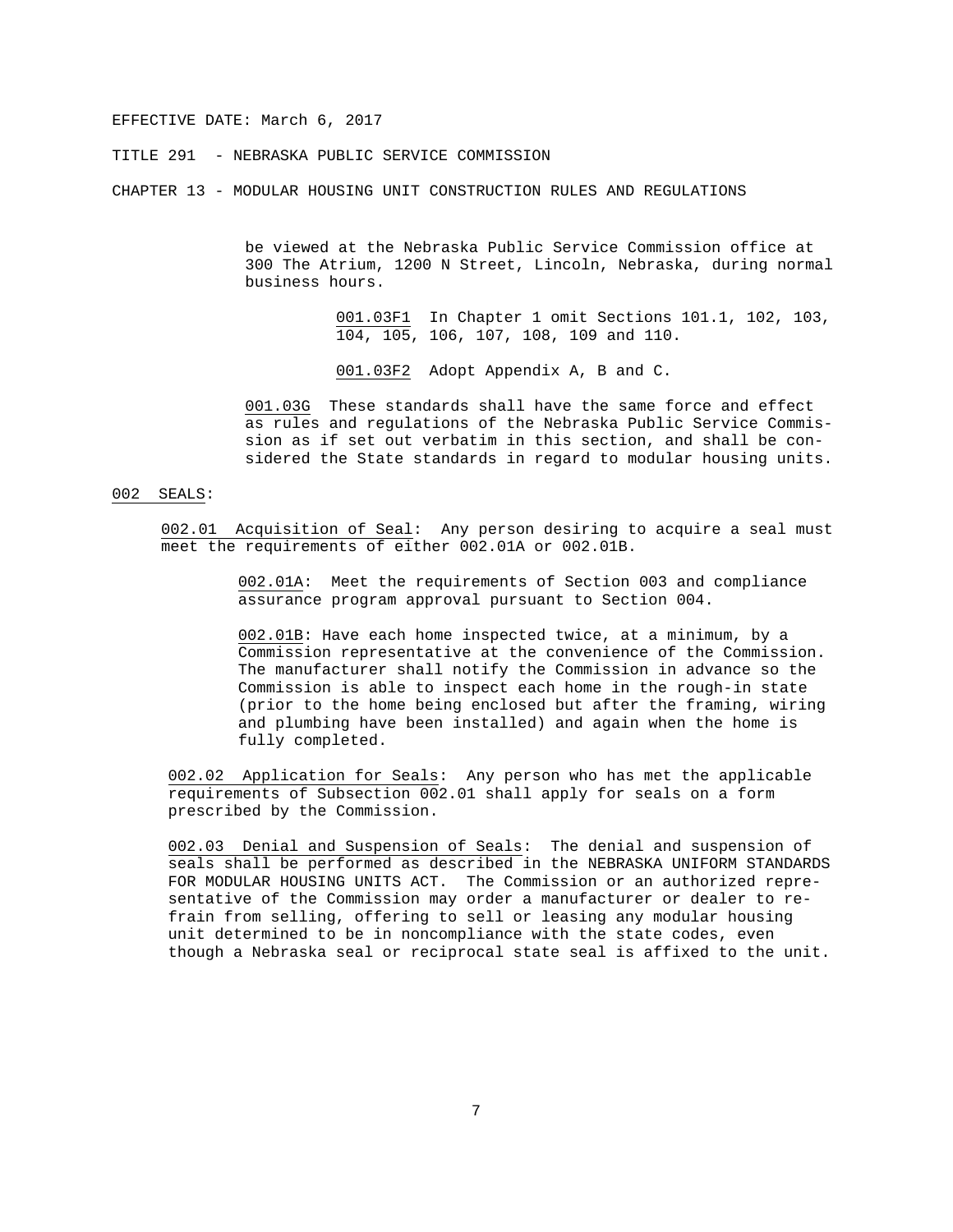be viewed at the Nebraska Public Service Commission office at 300 The Atrium, 1200 N Street, Lincoln, Nebraska, during normal business hours.

001.03F1 In Chapter 1 omit Sections 101.1, 102, 103, 104, 105, 106, 107, 108, 109 and 110.

001.03F2 Adopt Appendix A, B and C.

001.03G These standards shall have the same force and effect as rules and regulations of the Nebraska Public Service Commission as if set out verbatim in this section, and shall be considered the State standards in regard to modular housing units.

## 002 SEALS:

002.01 Acquisition of Seal: Any person desiring to acquire a seal must meet the requirements of either 002.01A or 002.01B.

002.01A: Meet the requirements of Section 003 and compliance assurance program approval pursuant to Section 004.

002.01B: Have each home inspected twice, at a minimum, by a Commission representative at the convenience of the Commission. The manufacturer shall notify the Commission in advance so the Commission is able to inspect each home in the rough-in state (prior to the home being enclosed but after the framing, wiring and plumbing have been installed) and again when the home is fully completed.

002.02 Application for Seals: Any person who has met the applicable requirements of Subsection 002.01 shall apply for seals on a form prescribed by the Commission.

002.03 Denial and Suspension of Seals: The denial and suspension of seals shall be performed as described in the NEBRASKA UNIFORM STANDARDS FOR MODULAR HOUSING UNITS ACT. The Commission or an authorized representative of the Commission may order a manufacturer or dealer to refrain from selling, offering to sell or leasing any modular housing unit determined to be in noncompliance with the state codes, even though a Nebraska seal or reciprocal state seal is affixed to the unit.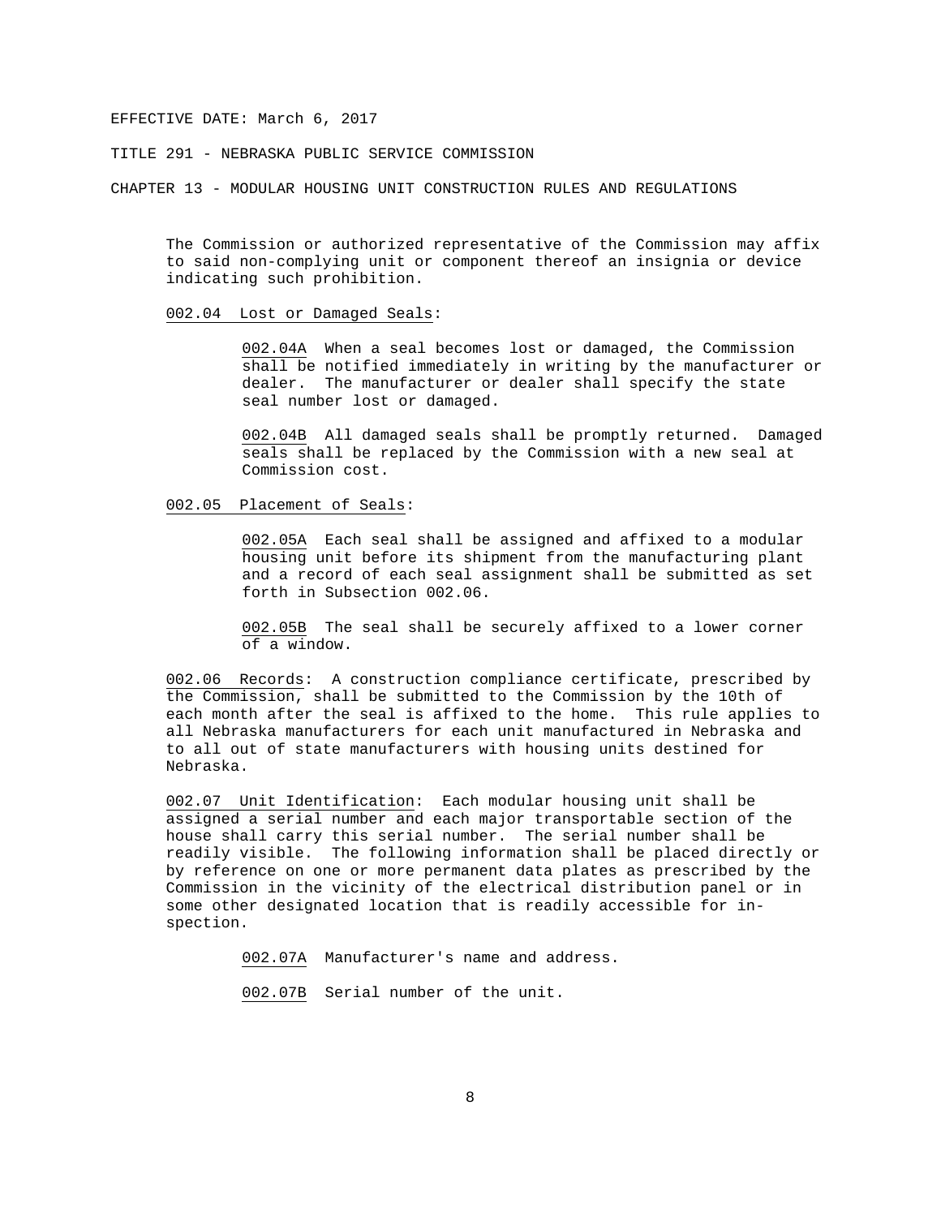The Commission or authorized representative of the Commission may affix to said non-complying unit or component thereof an insignia or device indicating such prohibition.

002.04 Lost or Damaged Seals:

002.04A When a seal becomes lost or damaged, the Commission shall be notified immediately in writing by the manufacturer or dealer. The manufacturer or dealer shall specify the state seal number lost or damaged.

002.04B All damaged seals shall be promptly returned. Damaged seals shall be replaced by the Commission with a new seal at Commission cost.

002.05 Placement of Seals:

002.05A Each seal shall be assigned and affixed to a modular housing unit before its shipment from the manufacturing plant and a record of each seal assignment shall be submitted as set forth in Subsection 002.06.

002.05B The seal shall be securely affixed to a lower corner of a window.

002.06 Records: A construction compliance certificate, prescribed by the Commission, shall be submitted to the Commission by the 10th of each month after the seal is affixed to the home. This rule applies to all Nebraska manufacturers for each unit manufactured in Nebraska and to all out of state manufacturers with housing units destined for Nebraska.

002.07 Unit Identification: Each modular housing unit shall be assigned a serial number and each major transportable section of the house shall carry this serial number. The serial number shall be readily visible. The following information shall be placed directly or by reference on one or more permanent data plates as prescribed by the Commission in the vicinity of the electrical distribution panel or in some other designated location that is readily accessible for inspection.

002.07A Manufacturer's name and address.

002.07B Serial number of the unit.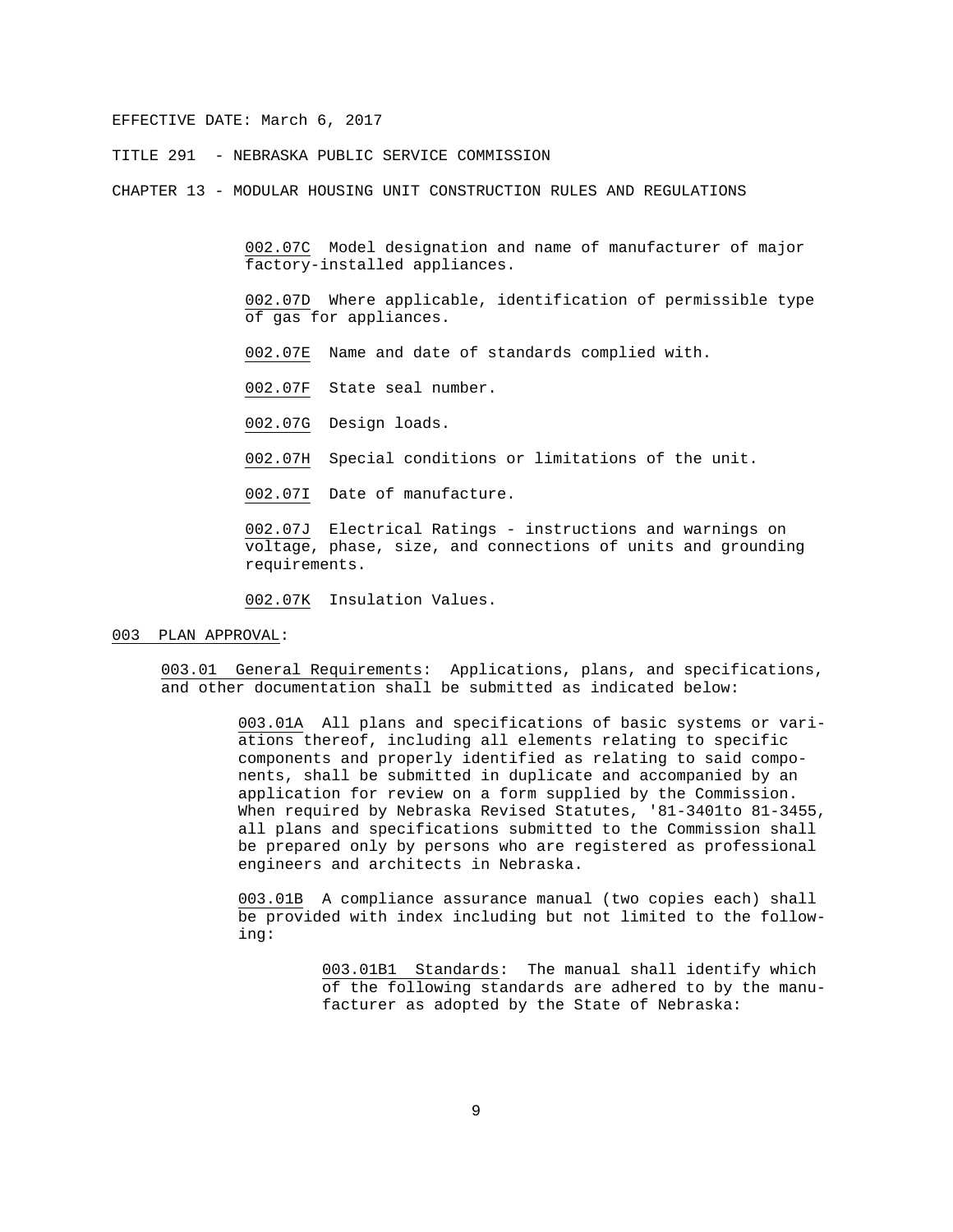002.07C Model designation and name of manufacturer of major factory-installed appliances.

002.07D Where applicable, identification of permissible type of gas for appliances.

002.07E Name and date of standards complied with.

002.07F State seal number.

002.07G Design loads.

002.07H Special conditions or limitations of the unit.

002.07I Date of manufacture.

002.07J Electrical Ratings - instructions and warnings on voltage, phase, size, and connections of units and grounding requirements.

002.07K Insulation Values.

## 003 PLAN APPROVAL:

003.01 General Requirements: Applications, plans, and specifications, and other documentation shall be submitted as indicated below:

003.01A All plans and specifications of basic systems or variations thereof, including all elements relating to specific components and properly identified as relating to said components, shall be submitted in duplicate and accompanied by an application for review on a form supplied by the Commission. When required by Nebraska Revised Statutes, '81-3401to 81-3455, all plans and specifications submitted to the Commission shall be prepared only by persons who are registered as professional engineers and architects in Nebraska.

003.01B A compliance assurance manual (two copies each) shall be provided with index including but not limited to the following:

003.01B1 Standards: The manual shall identify which of the following standards are adhered to by the manufacturer as adopted by the State of Nebraska: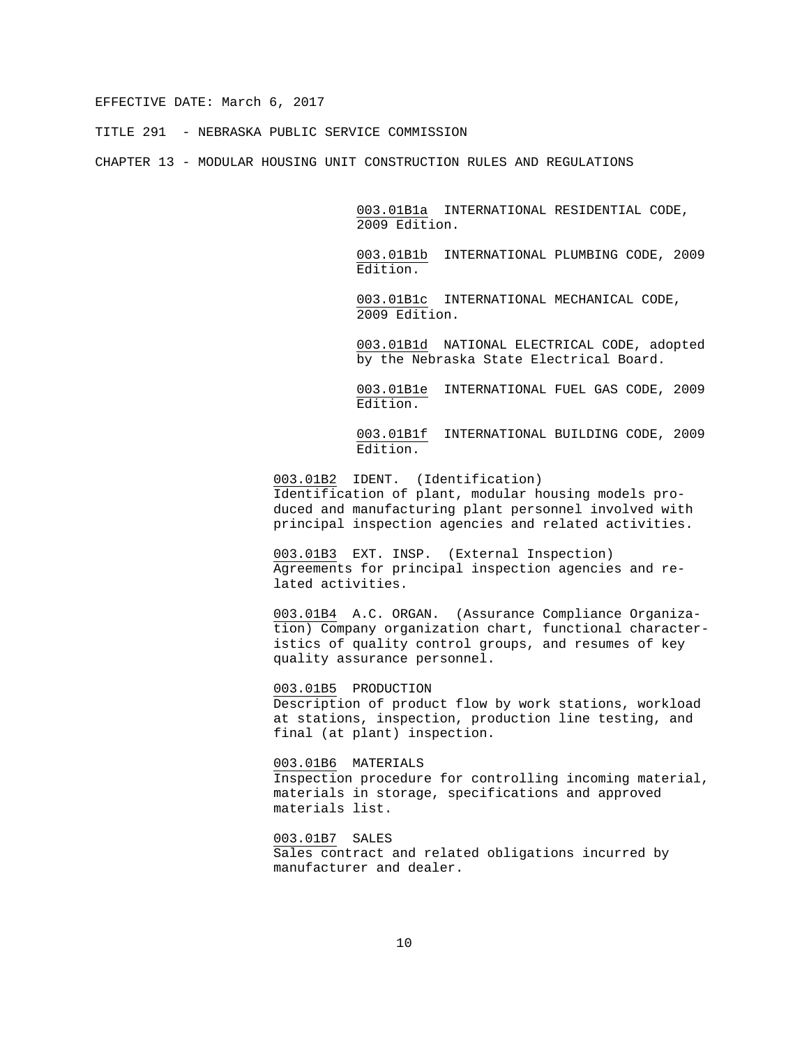<u>003.01B1a</u> INTERNATIONAL RESIDENTIAL CODE, 2009 Edition.

<u>003.01B1b</u> INTERNATIONAL PLUMBING CODE, 2009 Edition.

<u>003.01B1c</u> INTERNATIONAL MECHANICAL CODE, 2009 Edition.

<u>003.01B1d</u> NATIONAL ELECTRICAL CODE, adopted by the Nebraska State Electrical Board.

<u>003.01B1e</u> INTERNATIONAL FUEL GAS CODE, 2009 Edition.

<u>003.01B1f</u> INTERNATIONAL BUILDING CODE, 2009 Edition.

<u>003.01B2</u> IDENT. (Identification) Identification of plant, modular housing models produced and manufacturing plant personnel involved with principal inspection agencies and related activities.

<u>003.01B3</u> EXT. INSP. (External Inspection) Agreements for principal inspection agencies and related activities.

<u>003.01B4</u> A.C. ORGAN. (Assurance Compliance Organization) Company organization chart, functional characteristics of quality control groups, and resumes of key quality assurance personnel.

<u>003.01B5</u> PRODUCTION Description of product flow by work stations, workload at stations, inspection, production line testing, and final (at plant) inspection.

<u>003.01B6</u> MATERIALS Inspection procedure for controlling incoming material, materials in storage, specifications and approved materials list.

<u>003.01B7</u> SALES Sales contract and related obligations incurred by manufacturer and dealer.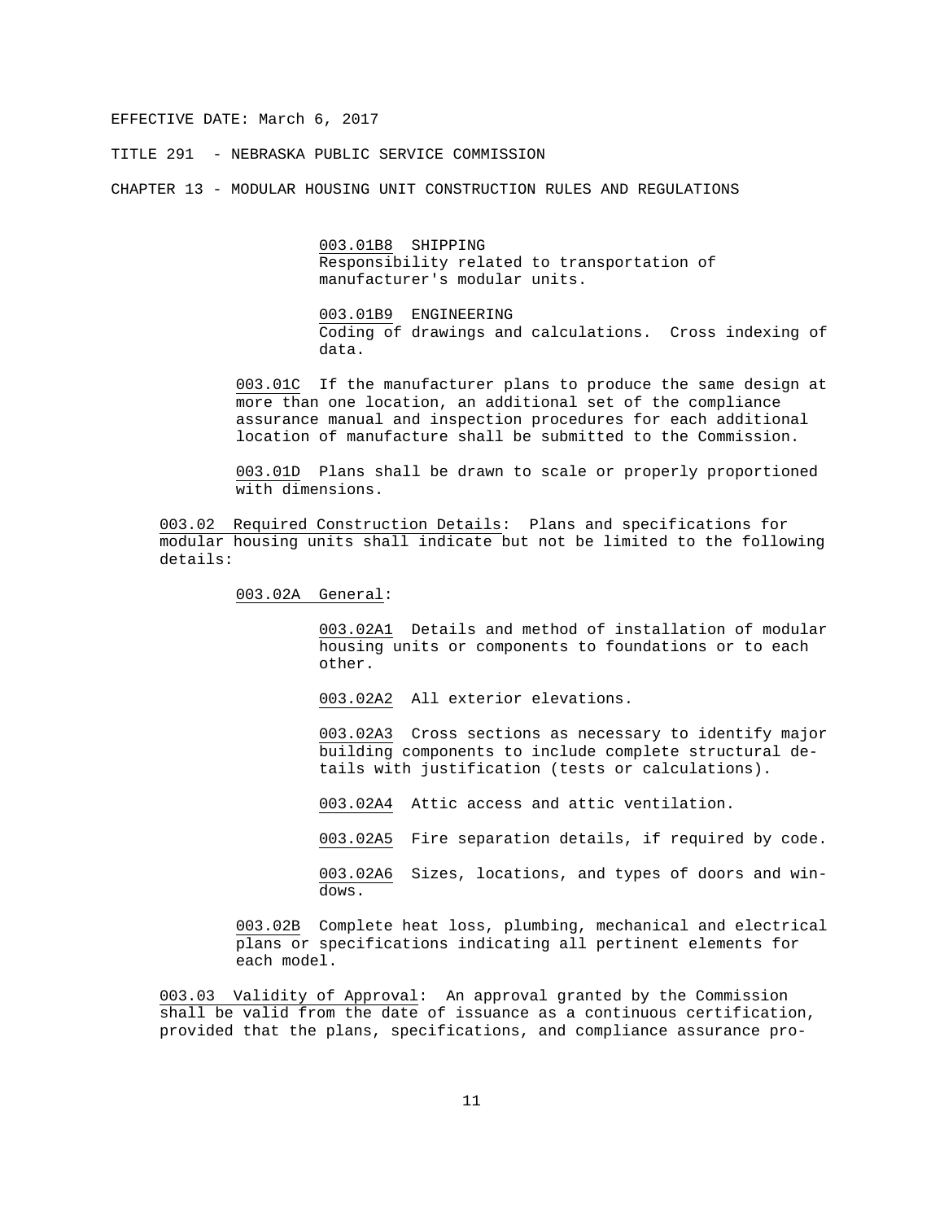003.01B8 SHIPPING
Responsibility related to transportation of manufacturer's modular units.

003.01B9 ENGINEERING
Coding of drawings and calculations. Cross indexing of data.

003.01C If the manufacturer plans to produce the same design at more than one location, an additional set of the compliance assurance manual and inspection procedures for each additional location of manufacture shall be submitted to the Commission.

003.01D Plans shall be drawn to scale or properly proportioned with dimensions.

003.02 Required Construction Details: Plans and specifications for modular housing units shall indicate but not be limited to the following details:

003.02A General:

003.02A1 Details and method of installation of modular housing units or components to foundations or to each other.

003.02A2 All exterior elevations.

003.02A3 Cross sections as necessary to identify major building components to include complete structural details with justification (tests or calculations).

003.02A4 Attic access and attic ventilation.

003.02A5 Fire separation details, if required by code.

003.02A6 Sizes, locations, and types of doors and windows.

003.02B Complete heat loss, plumbing, mechanical and electrical plans or specifications indicating all pertinent elements for each model.

003.03 Validity of Approval: An approval granted by the Commission shall be valid from the date of issuance as a continuous certification, provided that the plans, specifications, and compliance assurance pro-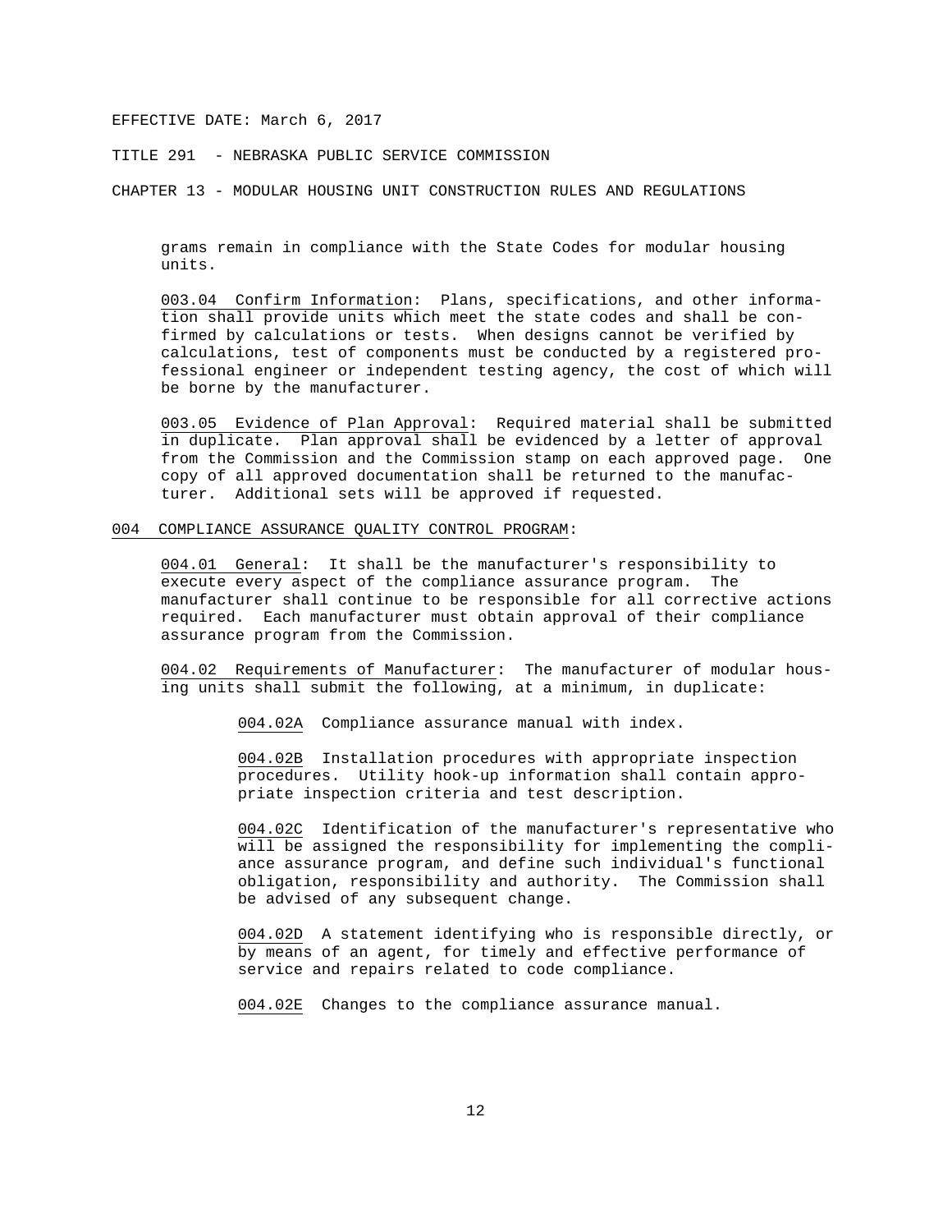grams remain in compliance with the State Codes for modular housing units.

003.04 Confirm Information: Plans, specifications, and other information shall provide units which meet the state codes and shall be confirmed by calculations or tests. When designs cannot be verified by calculations, test of components must be conducted by a registered professional engineer or independent testing agency, the cost of which will be borne by the manufacturer.

003.05 Evidence of Plan Approval: Required material shall be submitted in duplicate. Plan approval shall be evidenced by a letter of approval from the Commission and the Commission stamp on each approved page. One copy of all approved documentation shall be returned to the manufacturer. Additional sets will be approved if requested.

## 004 COMPLIANCE ASSURANCE QUALITY CONTROL PROGRAM:

004.01 General: It shall be the manufacturer's responsibility to execute every aspect of the compliance assurance program. The manufacturer shall continue to be responsible for all corrective actions required. Each manufacturer must obtain approval of their compliance assurance program from the Commission.

004.02 Requirements of Manufacturer: The manufacturer of modular housing units shall submit the following, at a minimum, in duplicate:

004.02A Compliance assurance manual with index.

004.02B Installation procedures with appropriate inspection procedures. Utility hook-up information shall contain appropriate inspection criteria and test description.

004.02C Identification of the manufacturer's representative who will be assigned the responsibility for implementing the compliance assurance program, and define such individual's functional obligation, responsibility and authority. The Commission shall be advised of any subsequent change.

004.02D A statement identifying who is responsible directly, or by means of an agent, for timely and effective performance of service and repairs related to code compliance.

004.02E Changes to the compliance assurance manual.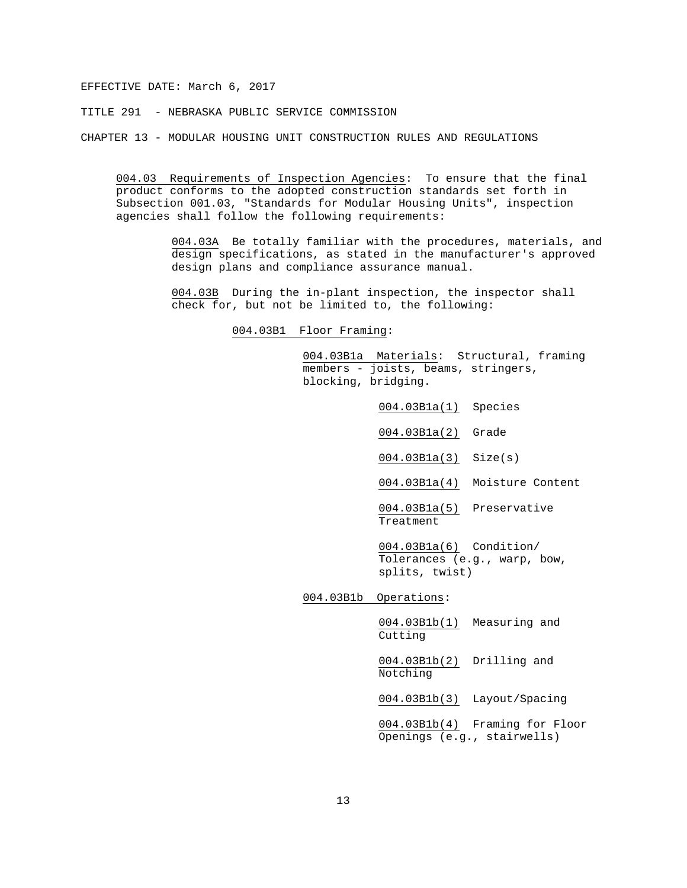EFFECTIVE DATE: March 6, 2017

TITLE 291 - NEBRASKA PUBLIC SERVICE COMMISSION

CHAPTER 13 - MODULAR HOUSING UNIT CONSTRUCTION RULES AND REGULATIONS

004.03 Requirements of Inspection Agencies: To ensure that the final product conforms to the adopted construction standards set forth in Subsection 001.03, "Standards for Modular Housing Units", inspection agencies shall follow the following requirements:

004.03A Be totally familiar with the procedures, materials, and design specifications, as stated in the manufacturer's approved design plans and compliance assurance manual.

004.03B During the in-plant inspection, the inspector shall check for, but not be limited to, the following:

004.03B1 Floor Framing:

004.03B1a Materials: Structural, framing members - joists, beams, stringers, blocking, bridging.

004.03B1a(1) Species

004.03B1a(2) Grade

004.03B1a(3) Size(s)

004.03B1a(4) Moisture Content

004.03B1a(5) Preservative Treatment

004.03B1a(6) Condition/ Tolerances (e.g., warp, bow, splits, twist)

004.03B1b Operations:

004.03B1b(1) Measuring and Cutting

004.03B1b(2) Drilling and Notching

004.03B1b(3) Layout/Spacing

004.03B1b(4) Framing for Floor Openings (e.g., stairwells)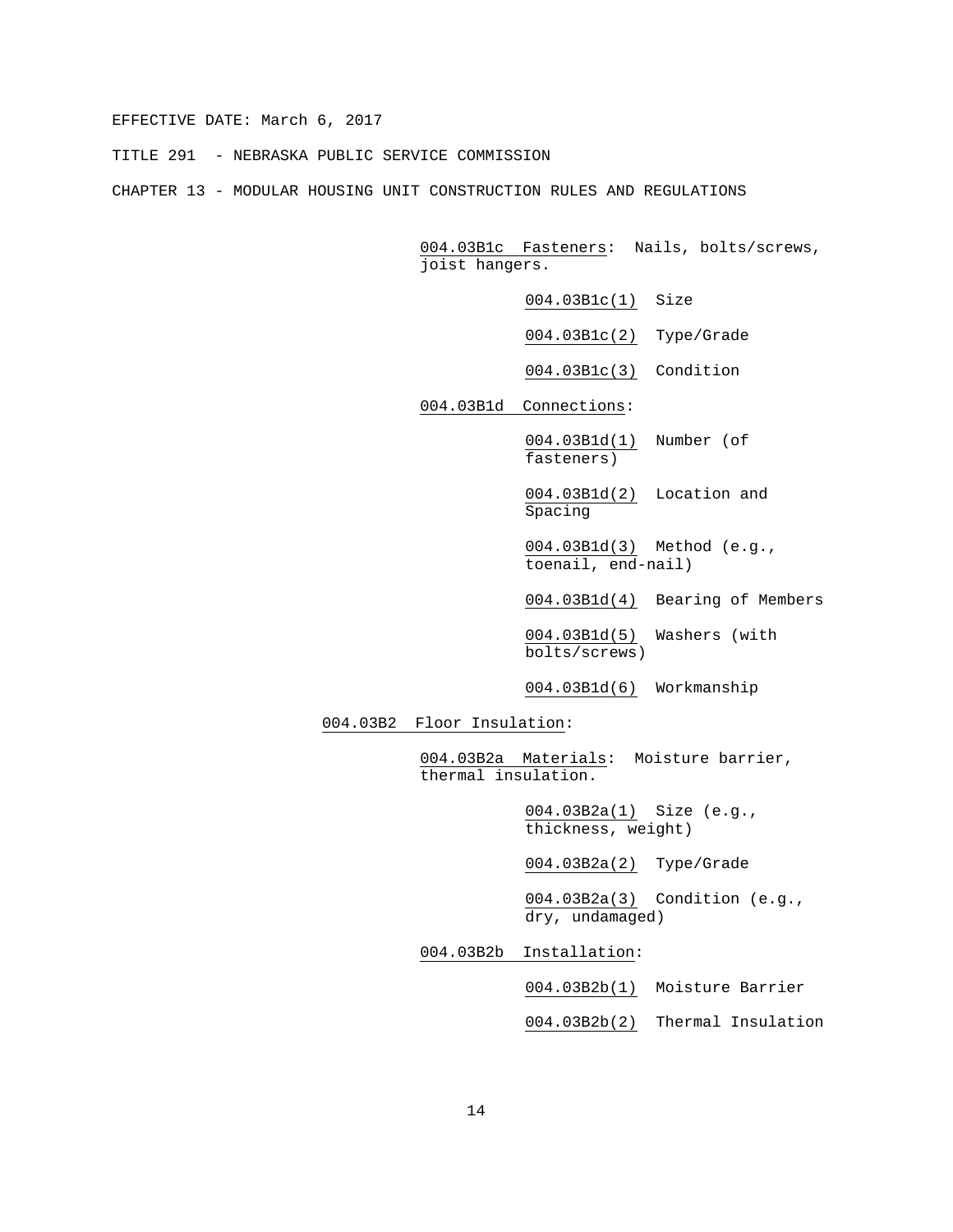004.03B1c Fasteners: Nails, bolts/screws, joist hangers.

004.03B1c(1) Size

004.03B1c(2) Type/Grade

004.03B1c(3) Condition

004.03B1d Connections:

004.03B1d(1) Number (of fasteners)

004.03B1d(2) Location and Spacing

004.03B1d(3) Method (e.g., toenail, end-nail)

004.03B1d(4) Bearing of Members

004.03B1d(5) Washers (with bolts/screws)

004.03B1d(6) Workmanship

004.03B2 Floor Insulation:

004.03B2a Materials: Moisture barrier, thermal insulation.

004.03B2a(1) Size (e.g., thickness, weight)

004.03B2a(2) Type/Grade

004.03B2a(3) Condition (e.g., dry, undamaged)

004.03B2b Installation:

004.03B2b(1) Moisture Barrier

004.03B2b(2) Thermal Insulation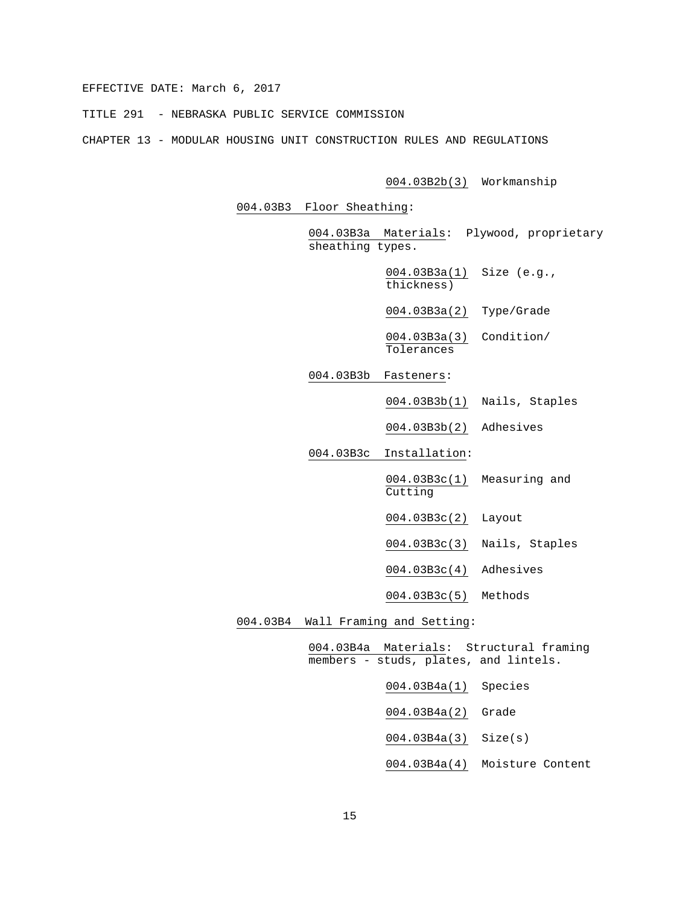004.03B2b(3) Workmanship

004.03B3 Floor Sheathing:

004.03B3a Materials: Plywood, proprietary sheathing types.

004.03B3a(1) Size (e.g., thickness)

004.03B3a(2) Type/Grade

004.03B3a(3) Condition/ Tolerances

004.03B3b Fasteners:

004.03B3b(1) Nails, Staples

004.03B3b(2) Adhesives

004.03B3c Installation:

004.03B3c(1) Measuring and Cutting

004.03B3c(2) Layout

004.03B3c(3) Nails, Staples

004.03B3c(4) Adhesives

004.03B3c(5) Methods

004.03B4 Wall Framing and Setting:

004.03B4a Materials: Structural framing members - studs, plates, and lintels.

004.03B4a(1) Species

004.03B4a(2) Grade

004.03B4a(3) Size(s)

004.03B4a(4) Moisture Content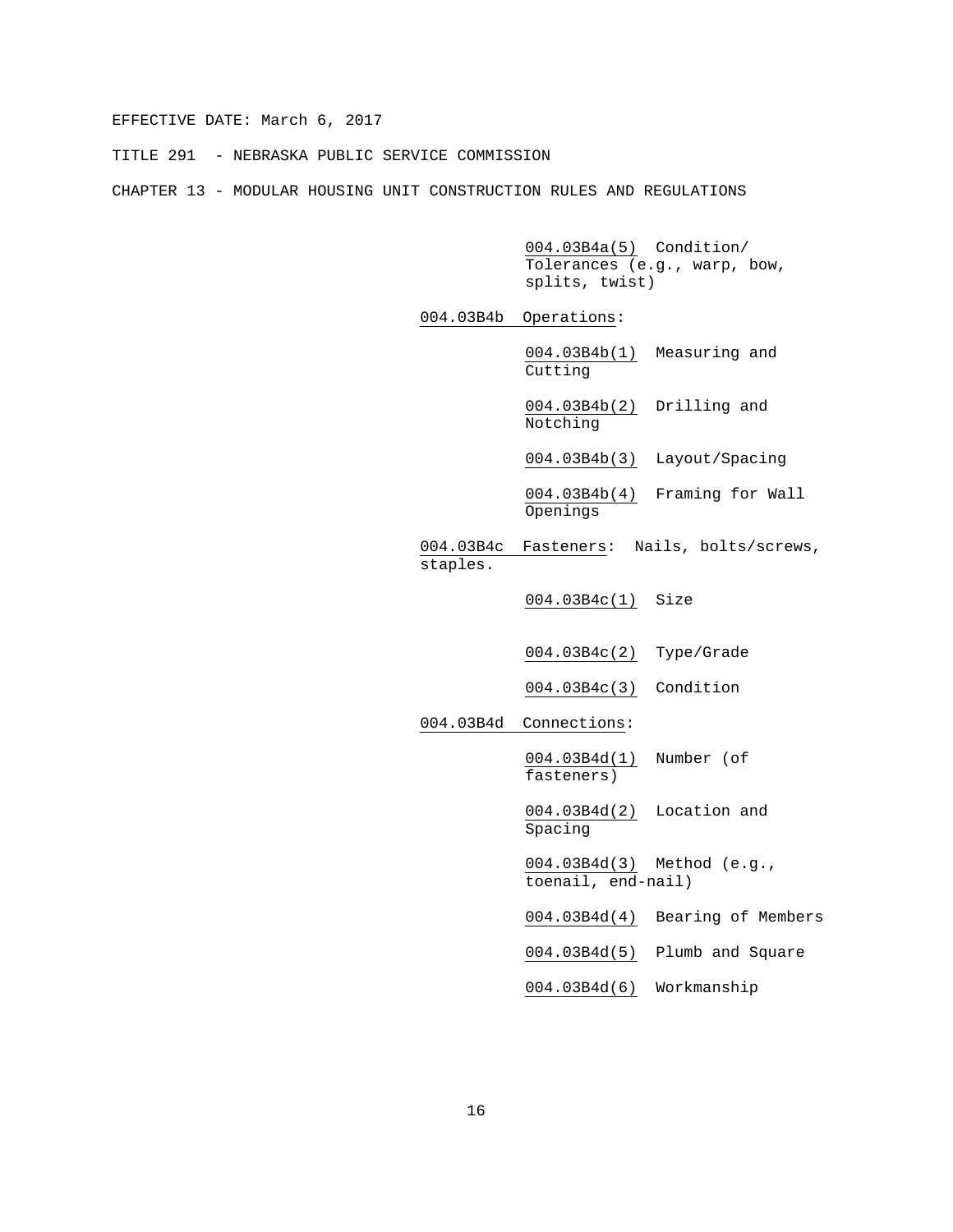EFFECTIVE DATE: March 6, 2017

TITLE 291 - NEBRASKA PUBLIC SERVICE COMMISSION

CHAPTER 13 - MODULAR HOUSING UNIT CONSTRUCTION RULES AND REGULATIONS

004.03B4a(5) Condition/ Tolerances (e.g., warp, bow, splits, twist)

004.03B4b Operations:

004.03B4b(1) Measuring and Cutting

004.03B4b(2) Drilling and Notching

004.03B4b(3) Layout/Spacing

004.03B4b(4) Framing for Wall Openings

004.03B4c Fasteners: Nails, bolts/screws, staples.

004.03B4c(1) Size

004.03B4c(2) Type/Grade

004.03B4c(3) Condition

004.03B4d Connections:

004.03B4d(1) Number (of fasteners)

004.03B4d(2) Location and Spacing

004.03B4d(3) Method (e.g., toenail, end-nail)

004.03B4d(4) Bearing of Members

004.03B4d(5) Plumb and Square

004.03B4d(6) Workmanship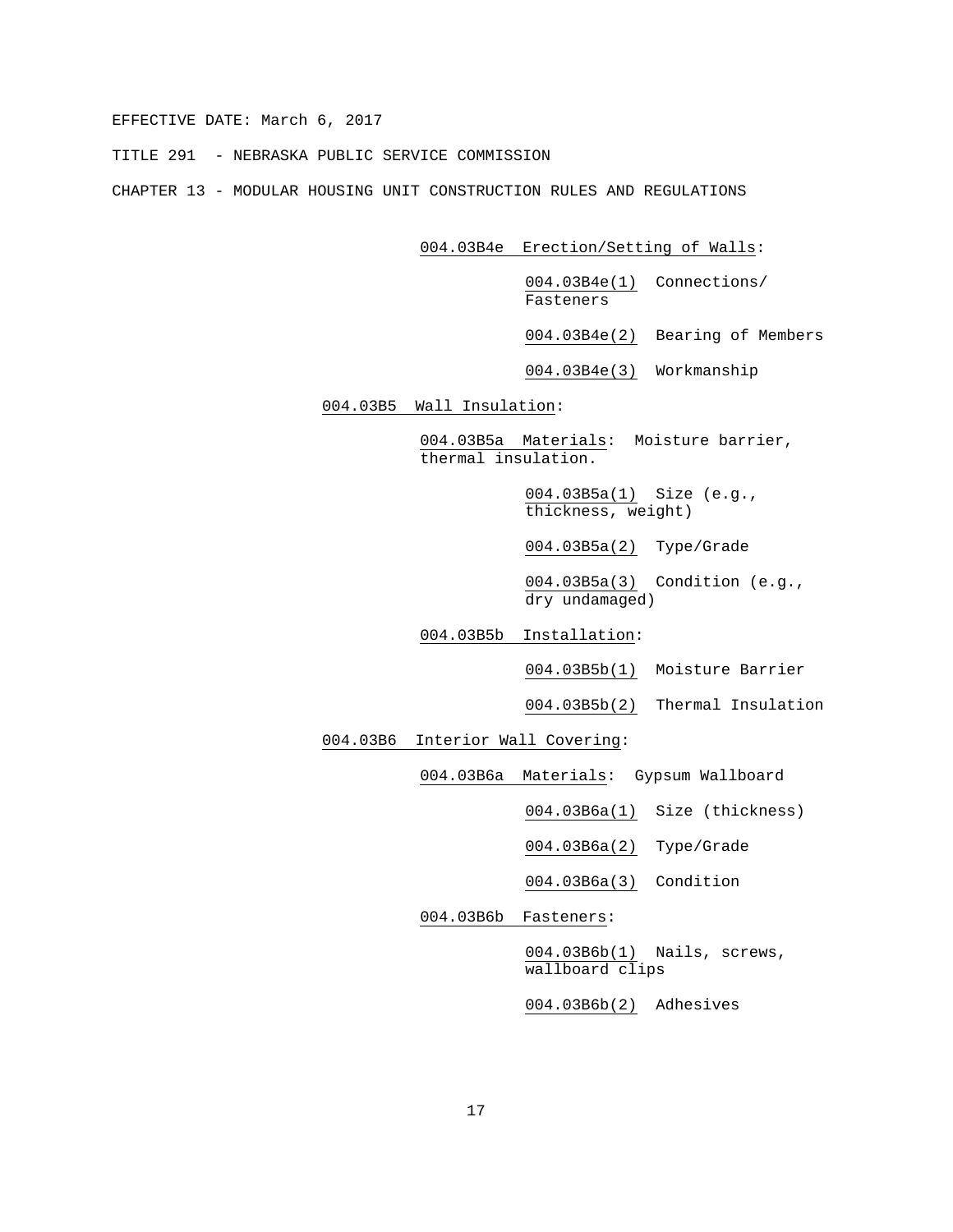004.03B4e Erection/Setting of Walls:

004.03B4e(1) Connections/ Fasteners

004.03B4e(2) Bearing of Members

004.03B4e(3) Workmanship

004.03B5 Wall Insulation:

004.03B5a Materials: Moisture barrier, thermal insulation.

004.03B5a(1) Size (e.g., thickness, weight)

004.03B5a(2) Type/Grade

004.03B5a(3) Condition (e.g., dry undamaged)

004.03B5b Installation:

004.03B5b(1) Moisture Barrier

004.03B5b(2) Thermal Insulation

004.03B6 Interior Wall Covering:

004.03B6a Materials: Gypsum Wallboard

004.03B6a(1) Size (thickness)

004.03B6a(2) Type/Grade

004.03B6a(3) Condition

004.03B6b Fasteners:

004.03B6b(1) Nails, screws, wallboard clips

004.03B6b(2) Adhesives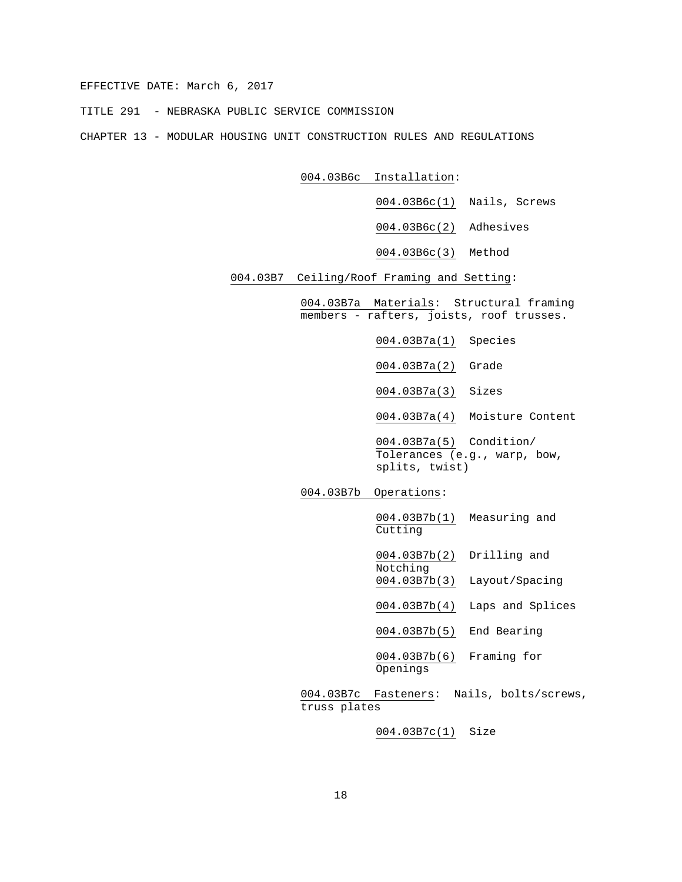004.03B6c Installation:

004.03B6c(1) Nails, Screws

004.03B6c(2) Adhesives

004.03B6c(3) Method

004.03B7 Ceiling/Roof Framing and Setting:

004.03B7a Materials: Structural framing members - rafters, joists, roof trusses.

004.03B7a(1) Species

004.03B7a(2) Grade

004.03B7a(3) Sizes

004.03B7a(4) Moisture Content

004.03B7a(5) Condition/ Tolerances (e.g., warp, bow, splits, twist)

004.03B7b Operations:

004.03B7b(1) Measuring and Cutting

004.03B7b(2) Drilling and Notching

004.03B7b(3) Layout/Spacing

004.03B7b(4) Laps and Splices

004.03B7b(5) End Bearing

004.03B7b(6) Framing for Openings

004.03B7c Fasteners: Nails, bolts/screws, truss plates

004.03B7c(1) Size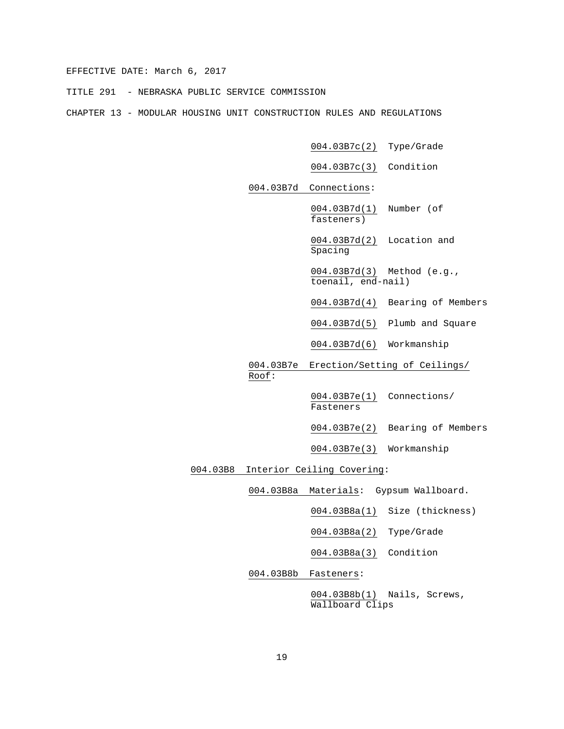004.03B7c(2) Type/Grade

004.03B7c(3) Condition

004.03B7d Connections:

004.03B7d(1) Number (of fasteners)

004.03B7d(2) Location and Spacing

004.03B7d(3) Method (e.g., toenail, end-nail)

004.03B7d(4) Bearing of Members

004.03B7d(5) Plumb and Square

004.03B7d(6) Workmanship

004.03B7e Erection/Setting of Ceilings/ Roof:

004.03B7e(1) Connections/ Fasteners

004.03B7e(2) Bearing of Members

004.03B7e(3) Workmanship

004.03B8 Interior Ceiling Covering:

004.03B8a Materials: Gypsum Wallboard.

004.03B8a(1) Size (thickness)

004.03B8a(2) Type/Grade

004.03B8a(3) Condition

004.03B8b Fasteners:

004.03B8b(1) Nails, Screws, Wallboard Clips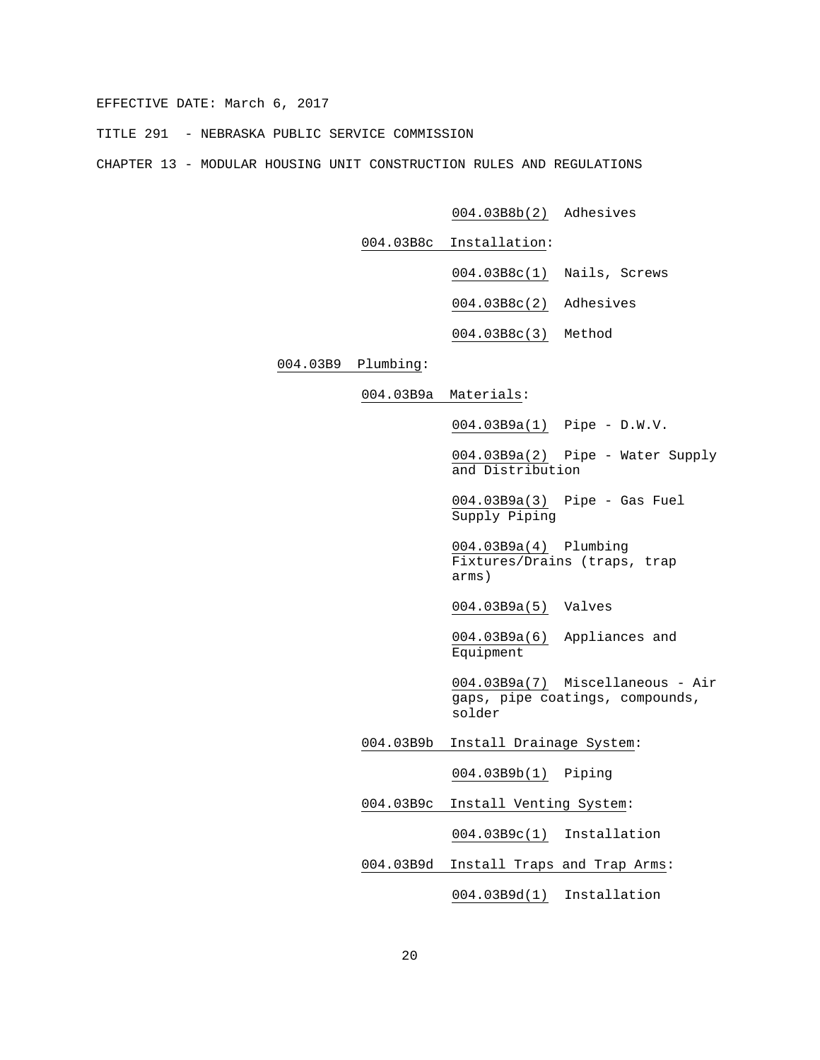004.03B8b(2) Adhesives

004.03B8c Installation:

004.03B8c(1) Nails, Screws

004.03B8c(2) Adhesives

004.03B8c(3) Method

004.03B9 Plumbing:

004.03B9a Materials:

004.03B9a(1) Pipe - D.W.V.

004.03B9a(2) Pipe - Water Supply and Distribution

004.03B9a(3) Pipe - Gas Fuel Supply Piping

004.03B9a(4) Plumbing Fixtures/Drains (traps, trap arms)

004.03B9a(5) Valves

004.03B9a(6) Appliances and Equipment

004.03B9a(7) Miscellaneous - Air gaps, pipe coatings, compounds, solder

004.03B9b Install Drainage System:

004.03B9b(1) Piping

004.03B9c Install Venting System:

004.03B9c(1) Installation

004.03B9d Install Traps and Trap Arms:

004.03B9d(1) Installation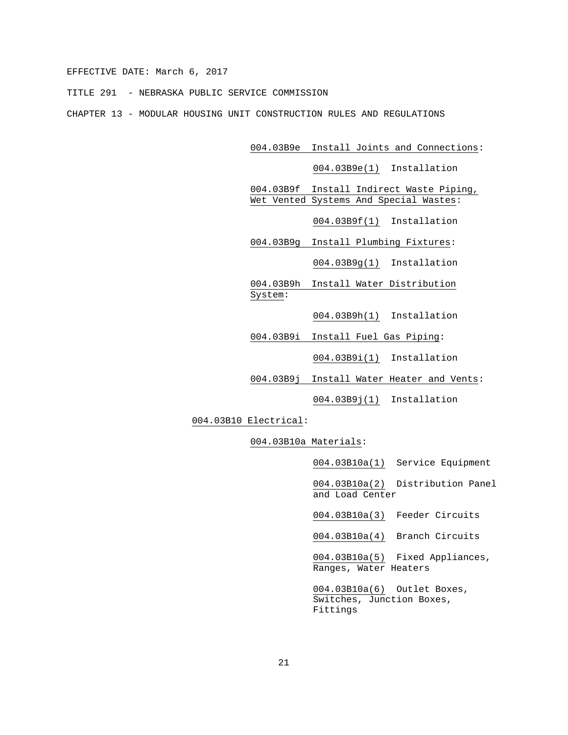004.03B9e Install Joints and Connections:

004.03B9e(1) Installation

004.03B9f Install Indirect Waste Piping, Wet Vented Systems And Special Wastes:

004.03B9f(1) Installation

004.03B9g Install Plumbing Fixtures:

004.03B9g(1) Installation

004.03B9h Install Water Distribution System:

004.03B9h(1) Installation

004.03B9i Install Fuel Gas Piping:

004.03B9i(1) Installation

004.03B9j Install Water Heater and Vents:

004.03B9j(1) Installation

004.03B10 Electrical:

004.03B10a Materials:

004.03B10a(1) Service Equipment

004.03B10a(2) Distribution Panel and Load Center

004.03B10a(3) Feeder Circuits

004.03B10a(4) Branch Circuits

004.03B10a(5) Fixed Appliances, Ranges, Water Heaters

004.03B10a(6) Outlet Boxes, Switches, Junction Boxes, Fittings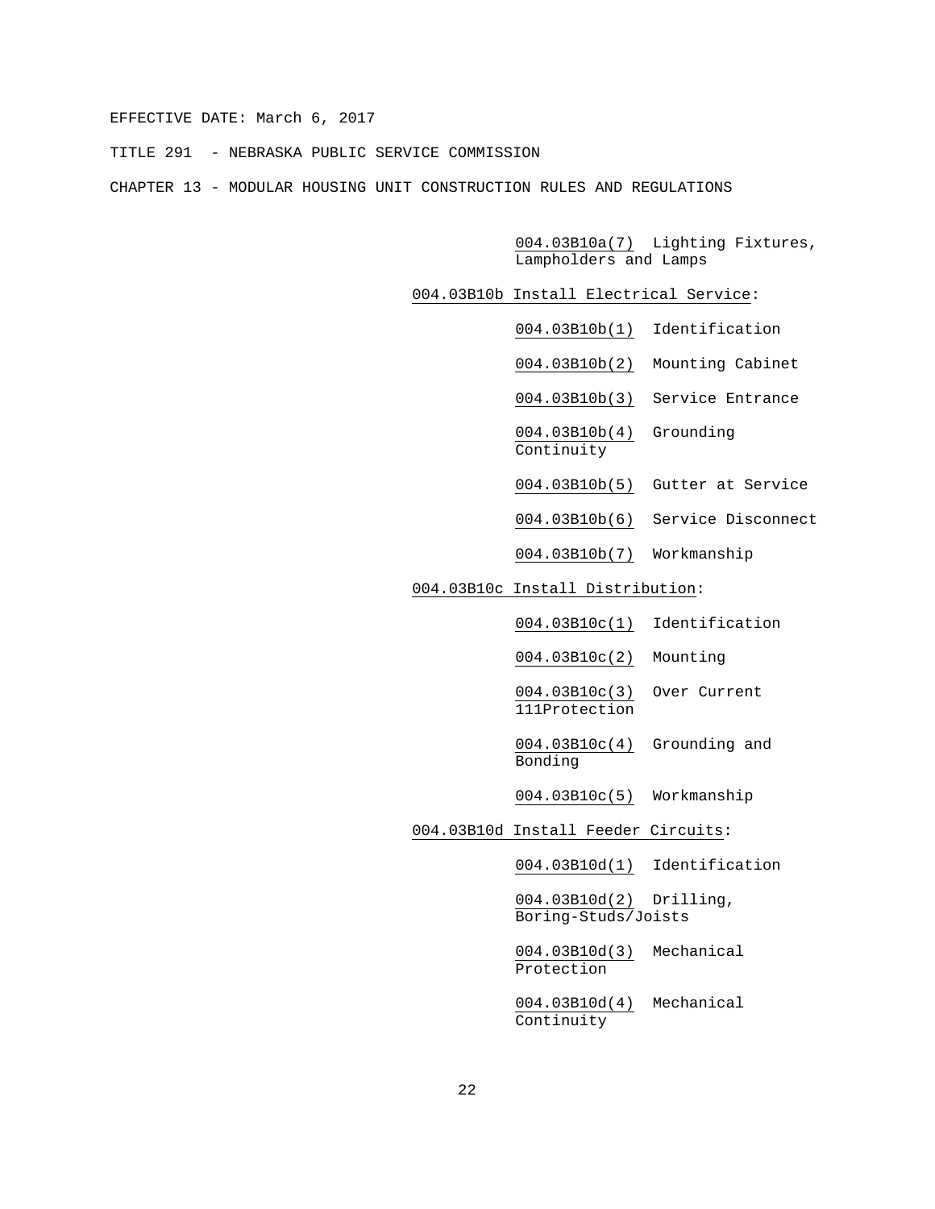EFFECTIVE DATE: March 6, 2017

TITLE 291 - NEBRASKA PUBLIC SERVICE COMMISSION

CHAPTER 13 - MODULAR HOUSING UNIT CONSTRUCTION RULES AND REGULATIONS

004.03B10a(7) Lighting Fixtures, Lampholders and Lamps

004.03B10b Install Electrical Service:

004.03B10b(1) Identification

004.03B10b(2) Mounting Cabinet

004.03B10b(3) Service Entrance

004.03B10b(4) Grounding Continuity

004.03B10b(5) Gutter at Service

004.03B10b(6) Service Disconnect

004.03B10b(7) Workmanship

004.03B10c Install Distribution:

004.03B10c(1) Identification

004.03B10c(2) Mounting

004.03B10c(3) Over Current 111Protection

004.03B10c(4) Grounding and Bonding

004.03B10c(5) Workmanship

004.03B10d Install Feeder Circuits:

004.03B10d(1) Identification

004.03B10d(2) Drilling, Boring-Studs/Joists

004.03B10d(3) Mechanical Protection

004.03B10d(4) Mechanical Continuity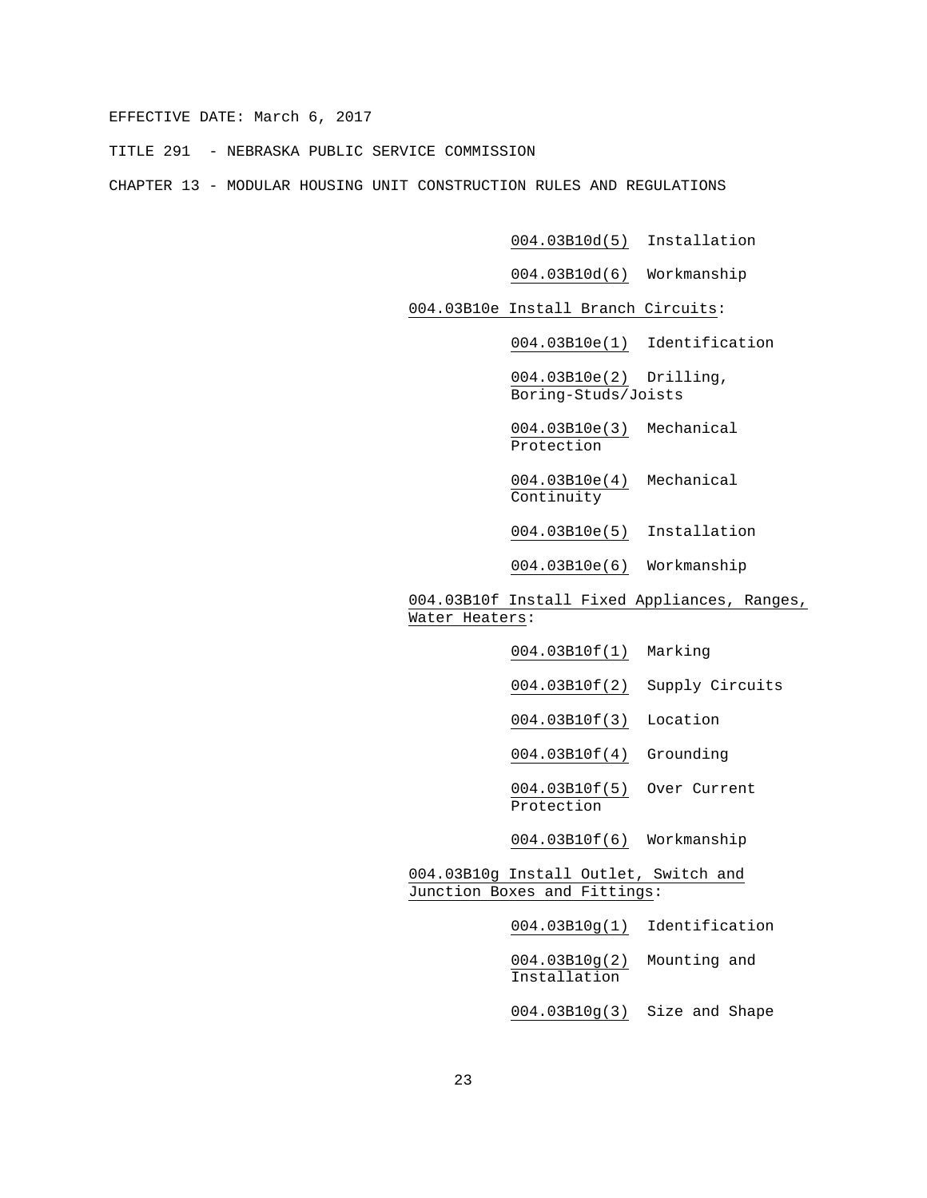004.03B10d(5) Installation

004.03B10d(6) Workmanship

004.03B10e Install Branch Circuits:

004.03B10e(1) Identification

004.03B10e(2) Drilling, Boring-Studs/Joists

004.03B10e(3) Mechanical Protection

004.03B10e(4) Mechanical Continuity

004.03B10e(5) Installation

004.03B10e(6) Workmanship

004.03B10f Install Fixed Appliances, Ranges, Water Heaters:

004.03B10f(1) Marking

004.03B10f(2) Supply Circuits

004.03B10f(3) Location

004.03B10f(4) Grounding

004.03B10f(5) Over Current Protection

004.03B10f(6) Workmanship

004.03B10g Install Outlet, Switch and Junction Boxes and Fittings:

004.03B10g(1) Identification

004.03B10g(2) Mounting and Installation

004.03B10g(3) Size and Shape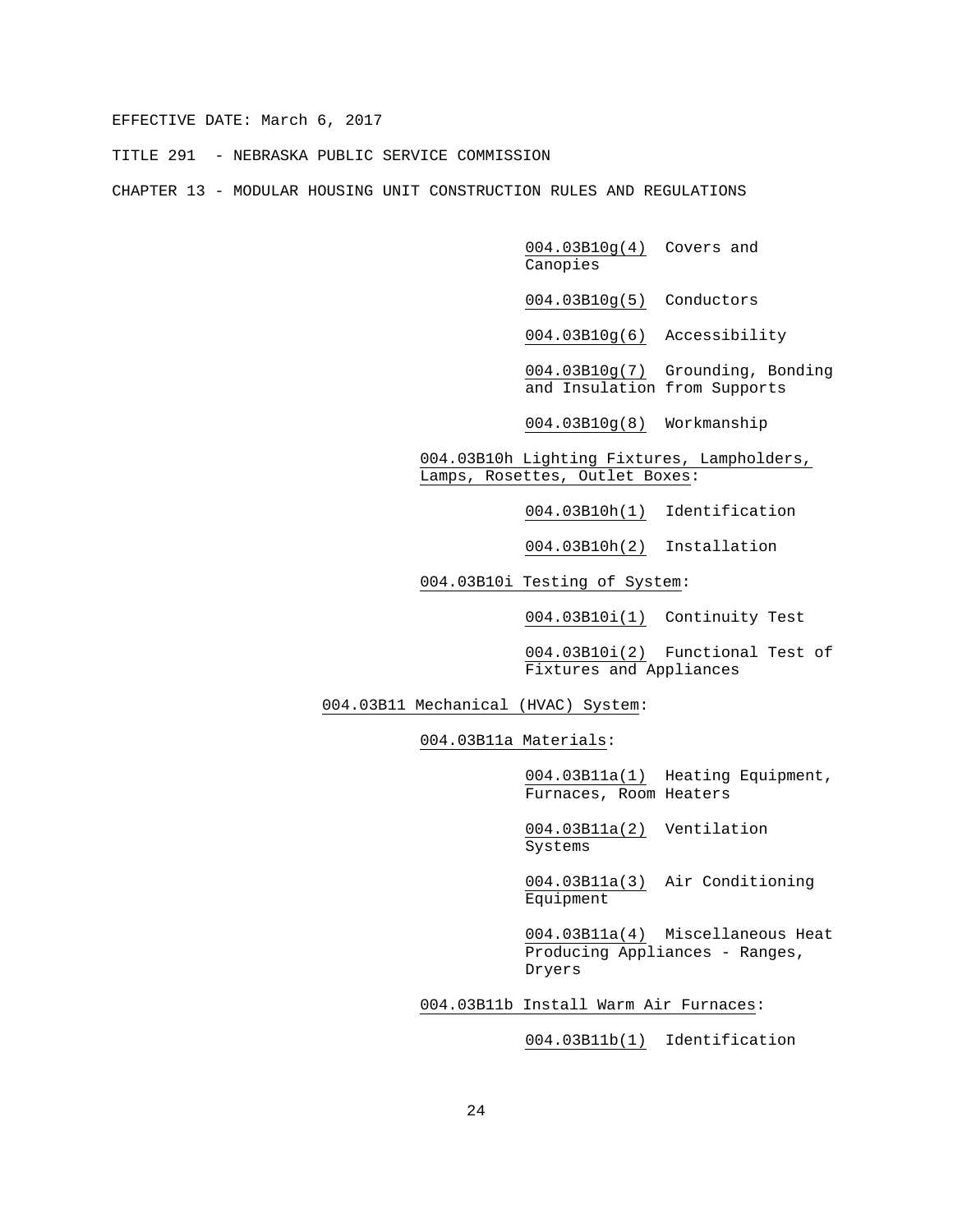004.03B10g(4) Covers and Canopies

004.03B10g(5) Conductors

004.03B10g(6) Accessibility

004.03B10g(7) Grounding, Bonding and Insulation from Supports

004.03B10g(8) Workmanship

004.03B10h Lighting Fixtures, Lampholders, Lamps, Rosettes, Outlet Boxes:

004.03B10h(1) Identification

004.03B10h(2) Installation

004.03B10i Testing of System:

004.03B10i(1) Continuity Test

004.03B10i(2) Functional Test of Fixtures and Appliances

004.03B11 Mechanical (HVAC) System:

004.03B11a Materials:

004.03B11a(1) Heating Equipment, Furnaces, Room Heaters

004.03B11a(2) Ventilation Systems

004.03B11a(3) Air Conditioning Equipment

004.03B11a(4) Miscellaneous Heat Producing Appliances - Ranges, Dryers

004.03B11b Install Warm Air Furnaces:

004.03B11b(1) Identification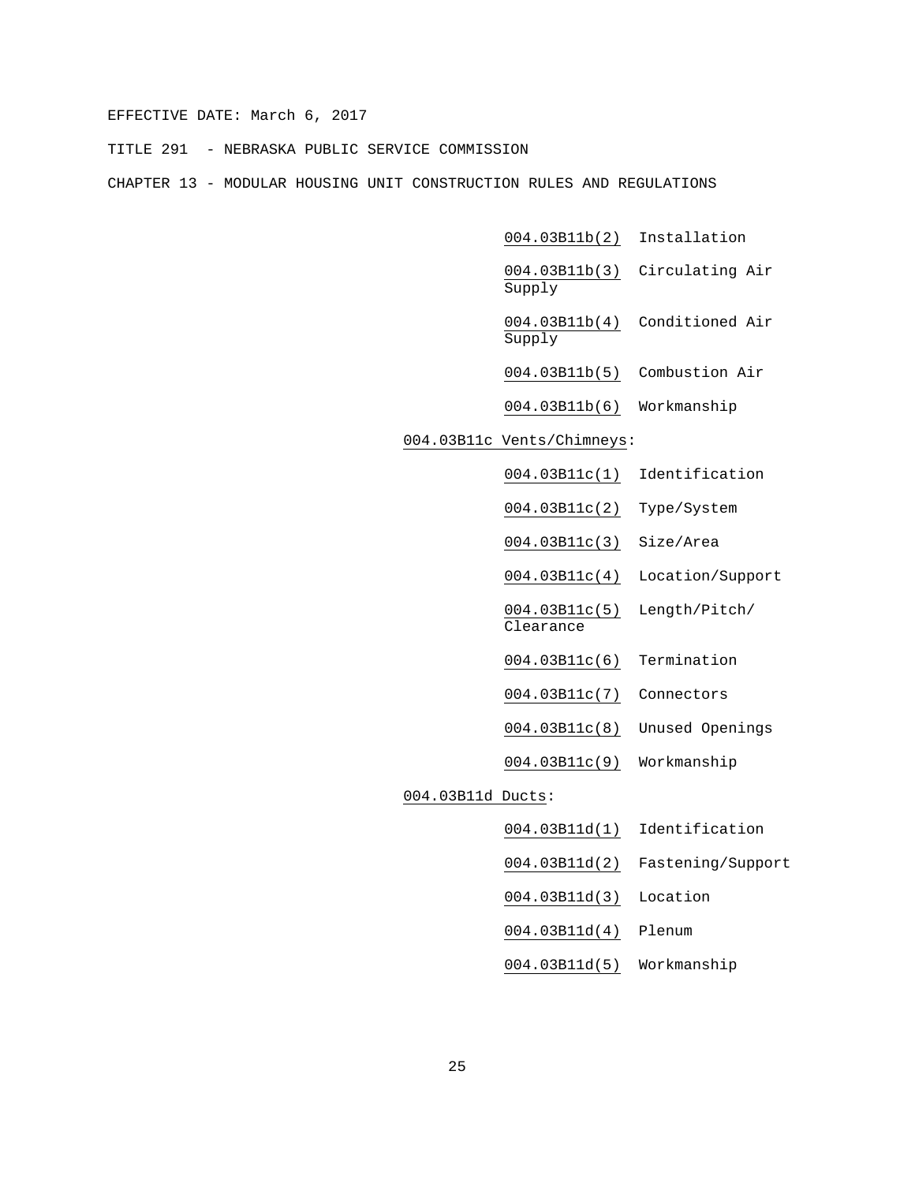004.03B11b(2) Installation

004.03B11b(3) Circulating Air Supply

004.03B11b(4) Conditioned Air Supply

004.03B11b(5) Combustion Air

004.03B11b(6) Workmanship

004.03B11c Vents/Chimneys:

004.03B11c(1) Identification

004.03B11c(2) Type/System

004.03B11c(3) Size/Area

004.03B11c(4) Location/Support

004.03B11c(5) Length/Pitch/ Clearance

004.03B11c(6) Termination

004.03B11c(7) Connectors

004.03B11c(8) Unused Openings

004.03B11c(9) Workmanship

004.03B11d Ducts:

004.03B11d(1) Identification

004.03B11d(2) Fastening/Support

004.03B11d(3) Location

004.03B11d(4) Plenum

004.03B11d(5) Workmanship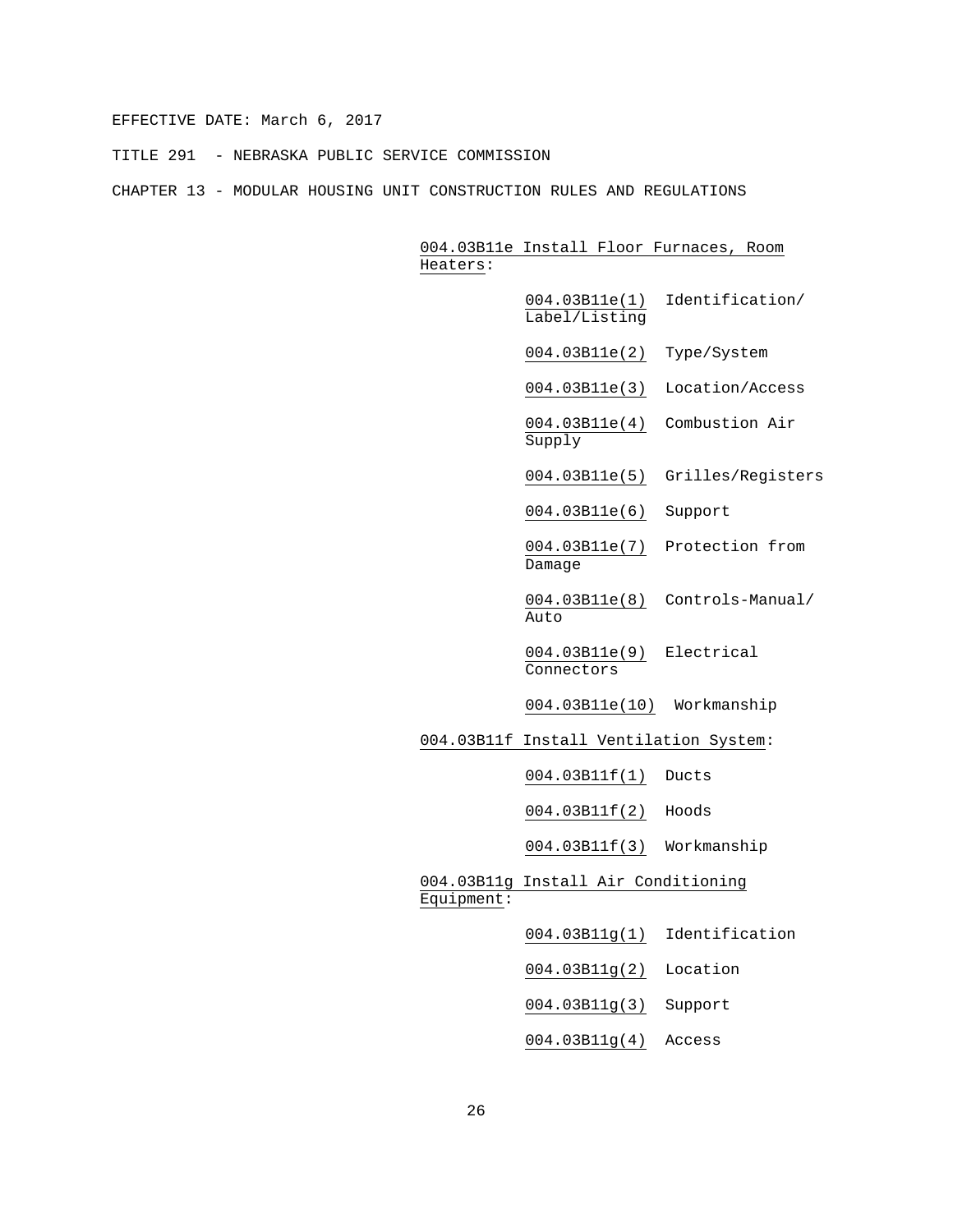004.03B11e Install Floor Furnaces, Room Heaters:

- 004.03B11e(1) Identification/ Label/Listing
- 004.03B11e(2) Type/System
- 004.03B11e(3) Location/Access
- 004.03B11e(4) Combustion Air Supply
- 004.03B11e(5) Grilles/Registers
- 004.03B11e(6) Support
- 004.03B11e(7) Protection from Damage
- 004.03B11e(8) Controls-Manual/ Auto
- 004.03B11e(9) Electrical Connectors
- 004.03B11e(10) Workmanship

004.03B11f Install Ventilation System:

- 004.03B11f(1) Ducts
- 004.03B11f(2) Hoods
- 004.03B11f(3) Workmanship

004.03B11g Install Air Conditioning Equipment:

- 004.03B11g(1) Identification
- 004.03B11g(2) Location
- 004.03B11g(3) Support
- 004.03B11g(4) Access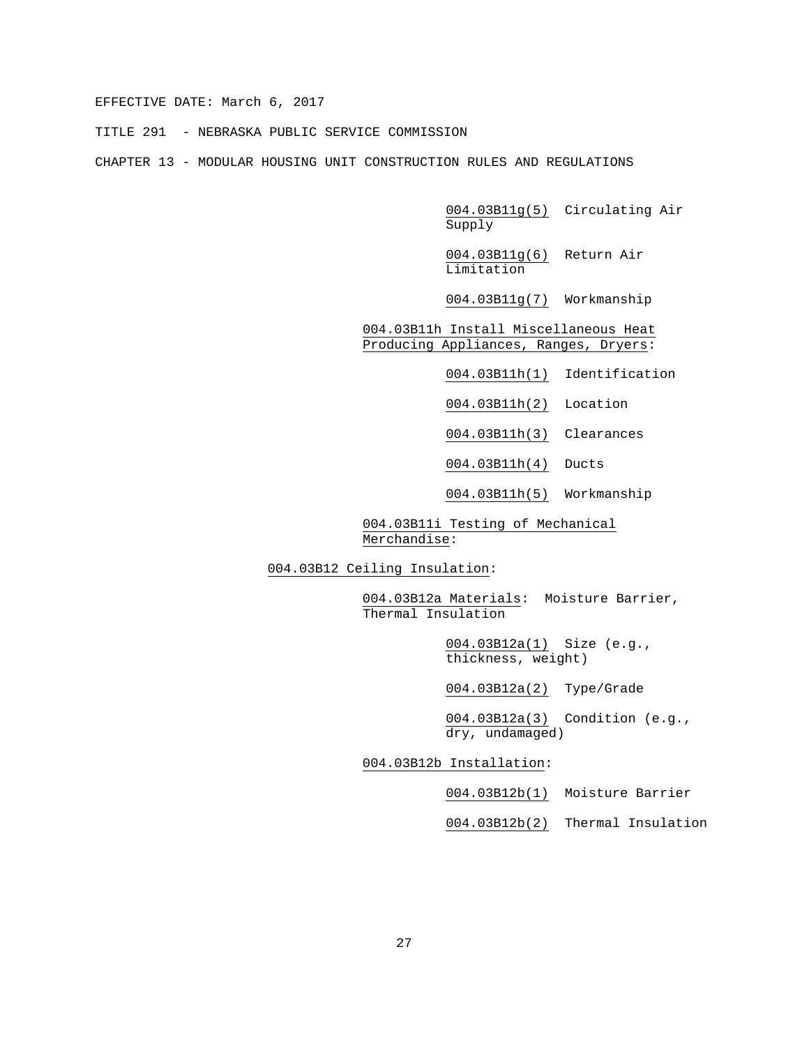004.03B11g(5) Circulating Air Supply

004.03B11g(6) Return Air Limitation

004.03B11g(7) Workmanship

004.03B11h Install Miscellaneous Heat Producing Appliances, Ranges, Dryers:

004.03B11h(1) Identification

004.03B11h(2) Location

004.03B11h(3) Clearances

004.03B11h(4) Ducts

004.03B11h(5) Workmanship

004.03B11i Testing of Mechanical Merchandise:

004.03B12 Ceiling Insulation:

004.03B12a Materials: Moisture Barrier, Thermal Insulation

004.03B12a(1) Size (e.g., thickness, weight)

004.03B12a(2) Type/Grade

004.03B12a(3) Condition (e.g., dry, undamaged)

004.03B12b Installation:

004.03B12b(1) Moisture Barrier

004.03B12b(2) Thermal Insulation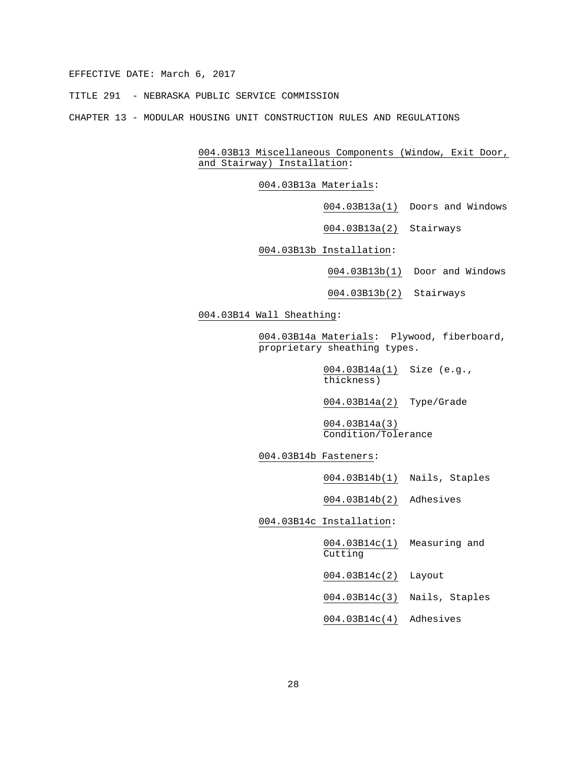EFFECTIVE DATE: March 6, 2017

TITLE 291 - NEBRASKA PUBLIC SERVICE COMMISSION

CHAPTER 13 - MODULAR HOUSING UNIT CONSTRUCTION RULES AND REGULATIONS

004.03B13 Miscellaneous Components (Window, Exit Door, and Stairway) Installation:

004.03B13a Materials:

004.03B13a(1) Doors and Windows

004.03B13a(2) Stairways

004.03B13b Installation:

004.03B13b(1) Door and Windows

004.03B13b(2) Stairways

004.03B14 Wall Sheathing:

004.03B14a Materials: Plywood, fiberboard, proprietary sheathing types.

004.03B14a(1) Size (e.g., thickness)

004.03B14a(2) Type/Grade

004.03B14a(3) Condition/Tolerance

004.03B14b Fasteners:

004.03B14b(1) Nails, Staples

004.03B14b(2) Adhesives

004.03B14c Installation:

004.03B14c(1) Measuring and Cutting

004.03B14c(2) Layout

004.03B14c(3) Nails, Staples

004.03B14c(4) Adhesives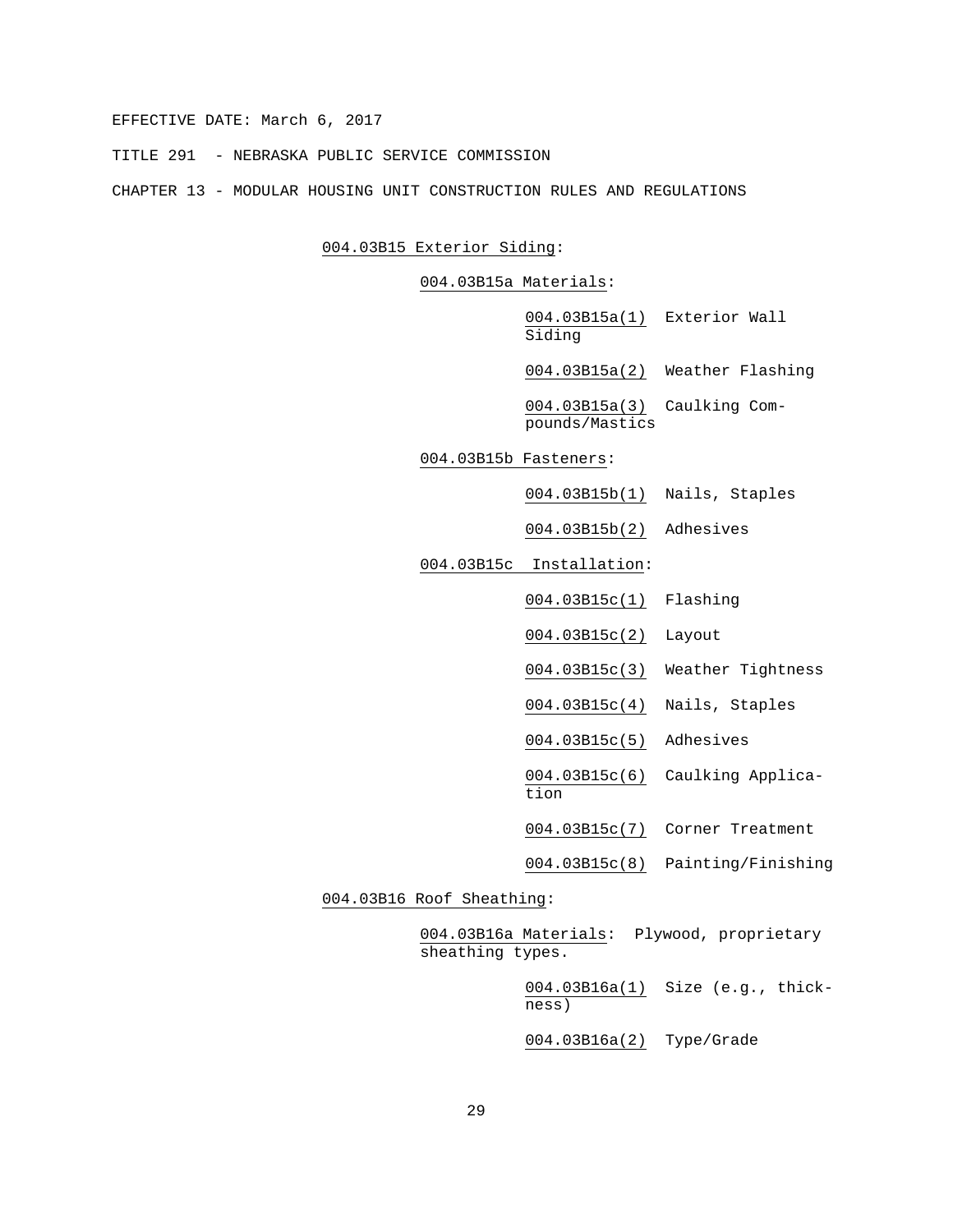EFFECTIVE DATE: March 6, 2017

TITLE 291 - NEBRASKA PUBLIC SERVICE COMMISSION

CHAPTER 13 - MODULAR HOUSING UNIT CONSTRUCTION RULES AND REGULATIONS

004.03B15 Exterior Siding:

004.03B15a Materials:

004.03B15a(1) Exterior Wall Siding

004.03B15a(2) Weather Flashing

004.03B15a(3) Caulking Compounds/Mastics

004.03B15b Fasteners:

004.03B15b(1) Nails, Staples

004.03B15b(2) Adhesives

004.03B15c Installation:

004.03B15c(1) Flashing

004.03B15c(2) Layout

004.03B15c(3) Weather Tightness

004.03B15c(4) Nails, Staples

004.03B15c(5) Adhesives

004.03B15c(6) Caulking Application

004.03B15c(7) Corner Treatment

004.03B15c(8) Painting/Finishing

004.03B16 Roof Sheathing:

004.03B16a Materials: Plywood, proprietary sheathing types.

004.03B16a(1) Size (e.g., thickness)

004.03B16a(2) Type/Grade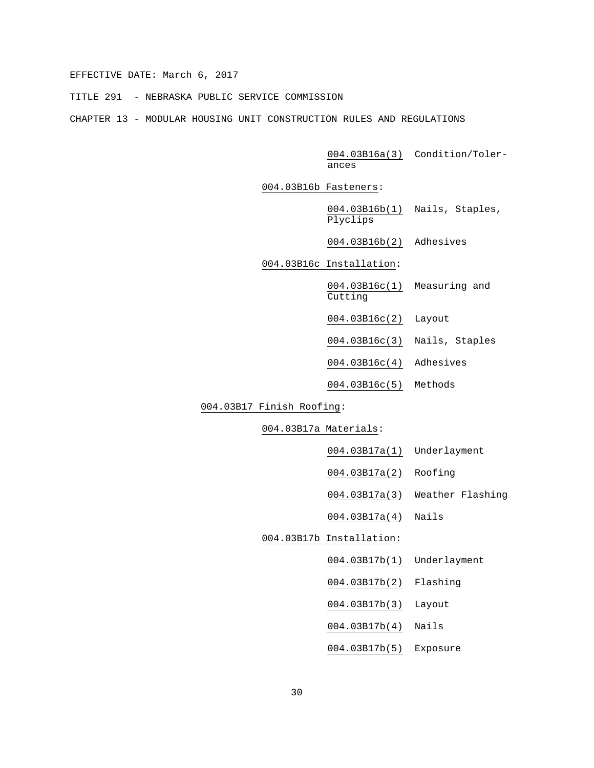EFFECTIVE DATE: March 6, 2017

TITLE 291 - NEBRASKA PUBLIC SERVICE COMMISSION

CHAPTER 13 - MODULAR HOUSING UNIT CONSTRUCTION RULES AND REGULATIONS

004.03B16a(3) Condition/Tolerances

004.03B16b Fasteners:

004.03B16b(1) Nails, Staples, Plyclips

004.03B16b(2) Adhesives

004.03B16c Installation:

004.03B16c(1) Measuring and Cutting

004.03B16c(2) Layout

004.03B16c(3) Nails, Staples

004.03B16c(4) Adhesives

004.03B16c(5) Methods

004.03B17 Finish Roofing:

004.03B17a Materials:

004.03B17a(1) Underlayment

004.03B17a(2) Roofing

004.03B17a(3) Weather Flashing

004.03B17a(4) Nails

004.03B17b Installation:

004.03B17b(1) Underlayment

004.03B17b(2) Flashing

004.03B17b(3) Layout

004.03B17b(4) Nails

004.03B17b(5) Exposure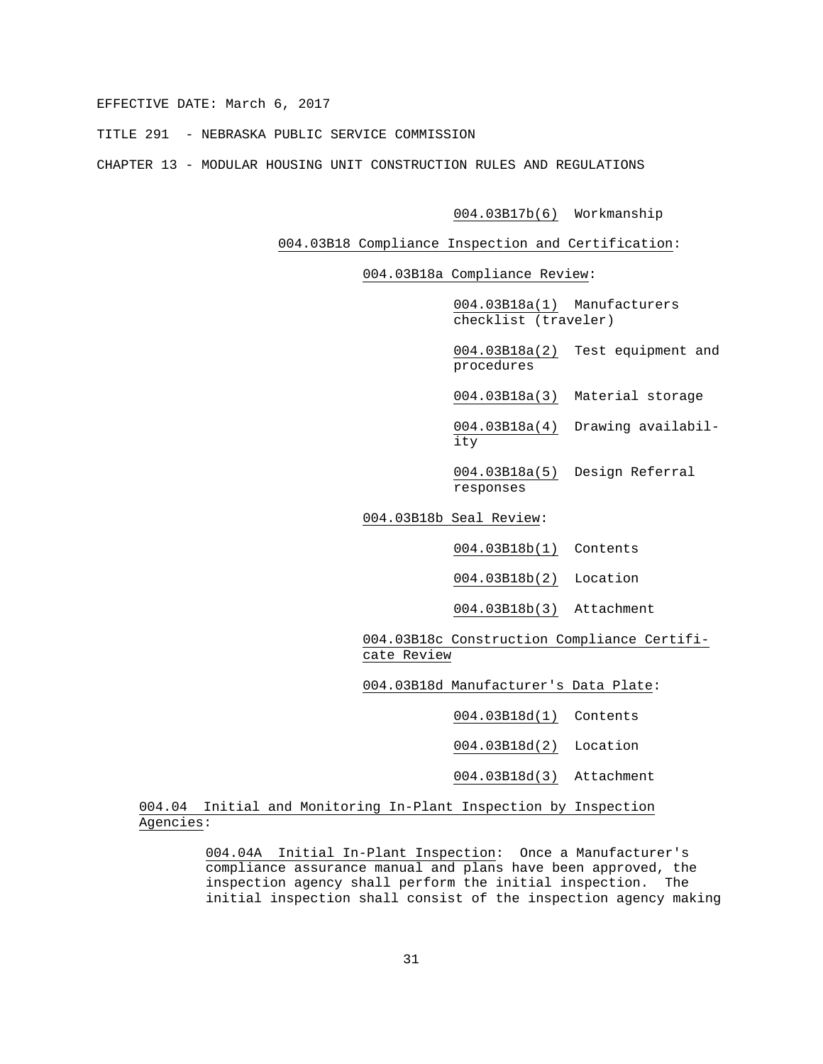004.03B17b(6) Workmanship

004.03B18 Compliance Inspection and Certification:

004.03B18a Compliance Review:

004.03B18a(1) Manufacturers checklist (traveler)

004.03B18a(2) Test equipment and procedures

004.03B18a(3) Material storage

004.03B18a(4) Drawing availability

004.03B18a(5) Design Referral responses

004.03B18b Seal Review:

004.03B18b(1) Contents

004.03B18b(2) Location

004.03B18b(3) Attachment

004.03B18c Construction Compliance Certificate Review

004.03B18d Manufacturer's Data Plate:

004.03B18d(1) Contents

004.03B18d(2) Location

004.03B18d(3) Attachment

004.04 Initial and Monitoring In-Plant Inspection by Inspection Agencies:

004.04A Initial In-Plant Inspection: Once a Manufacturer's compliance assurance manual and plans have been approved, the inspection agency shall perform the initial inspection. The initial inspection shall consist of the inspection agency making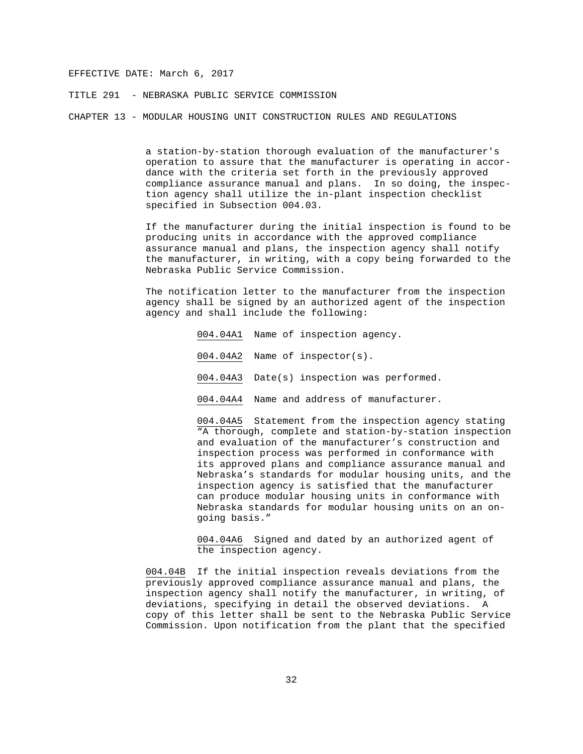a station-by-station thorough evaluation of the manufacturer's operation to assure that the manufacturer is operating in accordance with the criteria set forth in the previously approved compliance assurance manual and plans. In so doing, the inspection agency shall utilize the in-plant inspection checklist specified in Subsection 004.03.

If the manufacturer during the initial inspection is found to be producing units in accordance with the approved compliance assurance manual and plans, the inspection agency shall notify the manufacturer, in writing, with a copy being forwarded to the Nebraska Public Service Commission.

The notification letter to the manufacturer from the inspection agency shall be signed by an authorized agent of the inspection agency and shall include the following:

004.04A1 Name of inspection agency.

004.04A2 Name of inspector(s).

004.04A3 Date(s) inspection was performed.

004.04A4 Name and address of manufacturer.

004.04A5 Statement from the inspection agency stating "A thorough, complete and station-by-station inspection and evaluation of the manufacturer's construction and inspection process was performed in conformance with its approved plans and compliance assurance manual and Nebraska's standards for modular housing units, and the inspection agency is satisfied that the manufacturer can produce modular housing units in conformance with Nebraska standards for modular housing units on an on-going basis."

004.04A6 Signed and dated by an authorized agent of the inspection agency.

004.04B If the initial inspection reveals deviations from the previously approved compliance assurance manual and plans, the inspection agency shall notify the manufacturer, in writing, of deviations, specifying in detail the observed deviations. A copy of this letter shall be sent to the Nebraska Public Service Commission. Upon notification from the plant that the specified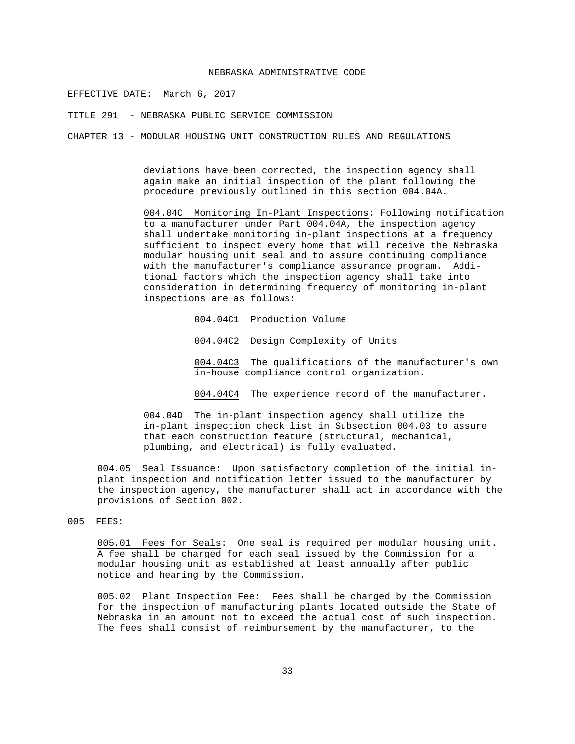deviations have been corrected, the inspection agency shall again make an initial inspection of the plant following the procedure previously outlined in this section 004.04A.

004.04C Monitoring In-Plant Inspections: Following notification to a manufacturer under Part 004.04A, the inspection agency shall undertake monitoring in-plant inspections at a frequency sufficient to inspect every home that will receive the Nebraska modular housing unit seal and to assure continuing compliance with the manufacturer's compliance assurance program. Additional factors which the inspection agency shall take into consideration in determining frequency of monitoring in-plant inspections are as follows:

004.04C1 Production Volume

004.04C2 Design Complexity of Units

004.04C3 The qualifications of the manufacturer's own in-house compliance control organization.

004.04C4 The experience record of the manufacturer.

004.04D The in-plant inspection agency shall utilize the in-plant inspection check list in Subsection 004.03 to assure that each construction feature (structural, mechanical, plumbing, and electrical) is fully evaluated.

004.05 Seal Issuance: Upon satisfactory completion of the initial in-plant inspection and notification letter issued to the manufacturer by the inspection agency, the manufacturer shall act in accordance with the provisions of Section 002.

005 FEES:

005.01 Fees for Seals: One seal is required per modular housing unit. A fee shall be charged for each seal issued by the Commission for a modular housing unit as established at least annually after public notice and hearing by the Commission.

005.02 Plant Inspection Fee: Fees shall be charged by the Commission for the inspection of manufacturing plants located outside the State of Nebraska in an amount not to exceed the actual cost of such inspection. The fees shall consist of reimbursement by the manufacturer, to the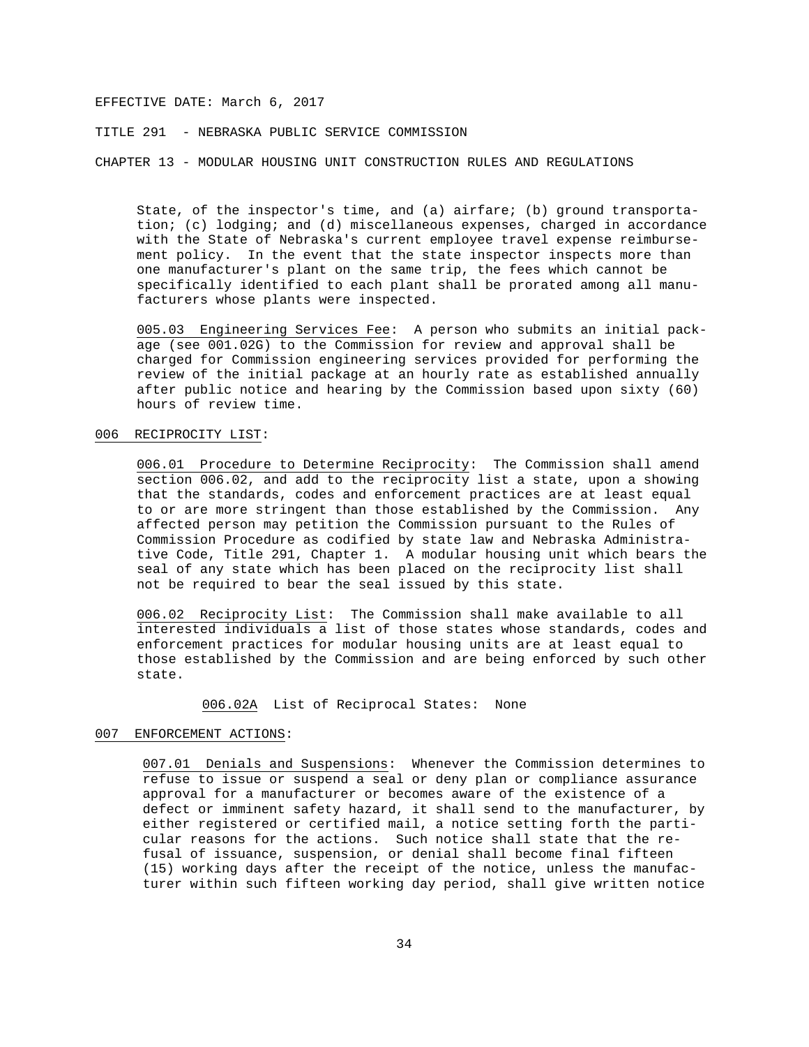State, of the inspector's time, and (a) airfare; (b) ground transportation; (c) lodging; and (d) miscellaneous expenses, charged in accordance with the State of Nebraska's current employee travel expense reimbursement policy. In the event that the state inspector inspects more than one manufacturer's plant on the same trip, the fees which cannot be specifically identified to each plant shall be prorated among all manufacturers whose plants were inspected.

005.03 Engineering Services Fee: A person who submits an initial package (see 001.02G) to the Commission for review and approval shall be charged for Commission engineering services provided for performing the review of the initial package at an hourly rate as established annually after public notice and hearing by the Commission based upon sixty (60) hours of review time.

## 006 RECIPROCITY LIST:

006.01 Procedure to Determine Reciprocity: The Commission shall amend section 006.02, and add to the reciprocity list a state, upon a showing that the standards, codes and enforcement practices are at least equal to or are more stringent than those established by the Commission. Any affected person may petition the Commission pursuant to the Rules of Commission Procedure as codified by state law and Nebraska Administrative Code, Title 291, Chapter 1. A modular housing unit which bears the seal of any state which has been placed on the reciprocity list shall not be required to bear the seal issued by this state.

006.02 Reciprocity List: The Commission shall make available to all interested individuals a list of those states whose standards, codes and enforcement practices for modular housing units are at least equal to those established by the Commission and are being enforced by such other state.

006.02A List of Reciprocal States: None

## 007 ENFORCEMENT ACTIONS:

007.01 Denials and Suspensions: Whenever the Commission determines to refuse to issue or suspend a seal or deny plan or compliance assurance approval for a manufacturer or becomes aware of the existence of a defect or imminent safety hazard, it shall send to the manufacturer, by either registered or certified mail, a notice setting forth the particular reasons for the actions. Such notice shall state that the refusal of issuance, suspension, or denial shall become final fifteen (15) working days after the receipt of the notice, unless the manufacturer within such fifteen working day period, shall give written notice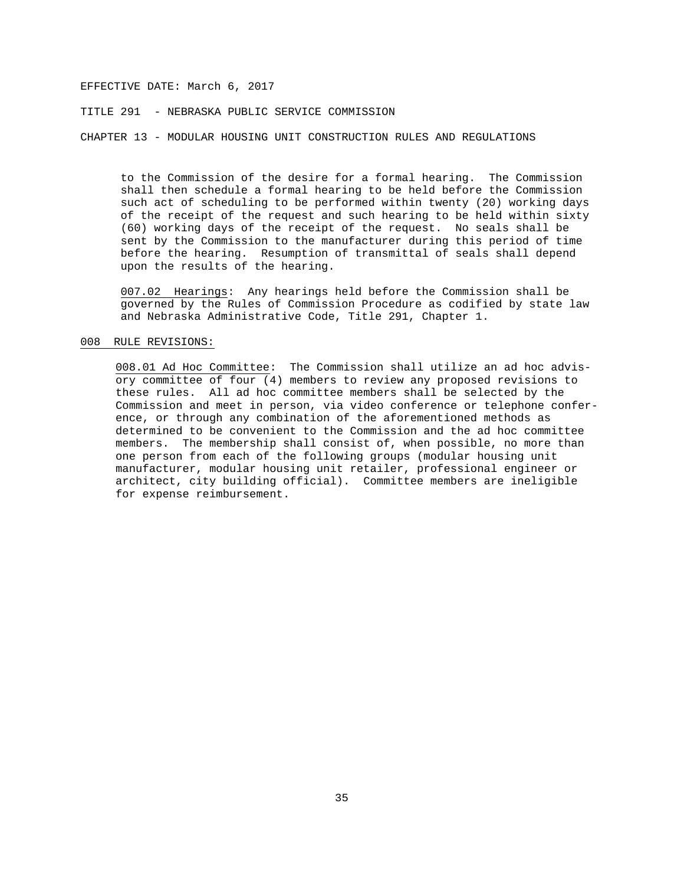to the Commission of the desire for a formal hearing. The Commission shall then schedule a formal hearing to be held before the Commission such act of scheduling to be performed within twenty (20) working days of the receipt of the request and such hearing to be held within sixty (60) working days of the receipt of the request. No seals shall be sent by the Commission to the manufacturer during this period of time before the hearing. Resumption of transmittal of seals shall depend upon the results of the hearing.

007.02 Hearings: Any hearings held before the Commission shall be governed by the Rules of Commission Procedure as codified by state law and Nebraska Administrative Code, Title 291, Chapter 1.

## 008 RULE REVISIONS:

008.01 Ad Hoc Committee: The Commission shall utilize an ad hoc advisory committee of four (4) members to review any proposed revisions to these rules. All ad hoc committee members shall be selected by the Commission and meet in person, via video conference or telephone conference, or through any combination of the aforementioned methods as determined to be convenient to the Commission and the ad hoc committee members. The membership shall consist of, when possible, no more than one person from each of the following groups (modular housing unit manufacturer, modular housing unit retailer, professional engineer or architect, city building official). Committee members are ineligible for expense reimbursement.